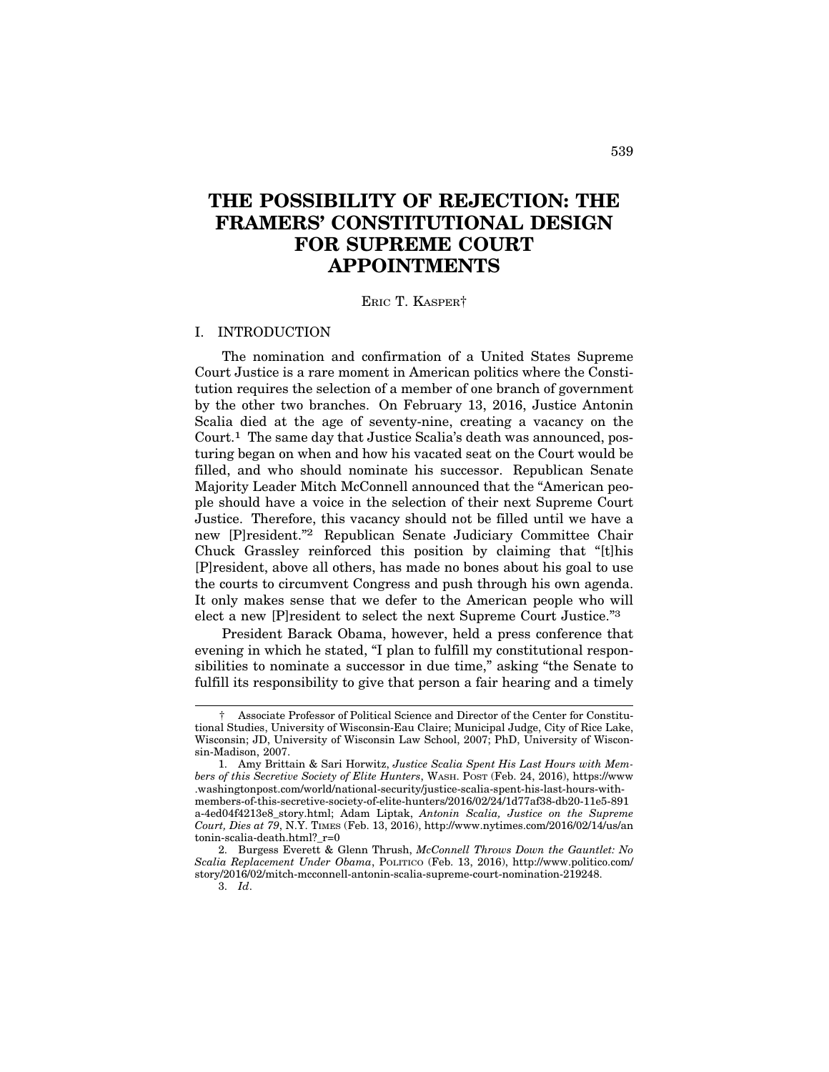# THE POSSIBILITY OF REJECTION: THE FRAMERS' CONSTITUTIONAL DESIGN FOR SUPREME COURT APPOINTMENTS

ERIC T. KASPER†

## I. INTRODUCTION

The nomination and confirmation of a United States Supreme Court Justice is a rare moment in American politics where the Constitution requires the selection of a member of one branch of government by the other two branches. On February 13, 2016, Justice Antonin Scalia died at the age of seventy-nine, creating a vacancy on the Court.[1] The same day that Justice Scalia's death was announced, posturing began on when and how his vacated seat on the Court would be filled, and who should nominate his successor. Republican Senate Majority Leader Mitch McConnell announced that the "American people should have a voice in the selection of their next Supreme Court Justice. Therefore, this vacancy should not be filled until we have a new [P]resident."[2] Republican Senate Judiciary Committee Chair Chuck Grassley reinforced this position by claiming that "[t]his [P]resident, above all others, has made no bones about his goal to use the courts to circumvent Congress and push through his own agenda. It only makes sense that we defer to the American people who will elect a new [P]resident to select the next Supreme Court Justice."[3]

President Barack Obama, however, held a press conference that evening in which he stated, "I plan to fulfill my constitutional responsibilities to nominate a successor in due time," asking "the Senate to fulfill its responsibility to give that person a fair hearing and a timely

---

† Associate Professor of Political Science and Director of the Center for Constitutional Studies, University of Wisconsin-Eau Claire; Municipal Judge, City of Rice Lake, Wisconsin; JD, University of Wisconsin Law School, 2007; PhD, University of Wisconsin-Madison, 2007.

1. Amy Brittain & Sari Horwitz, *Justice Scalia Spent His Last Hours with Members of this Secretive Society of Elite Hunters*, WASH. POST (Feb. 24, 2016), https://www.washingtonpost.com/world/national-security/justice-scalia-spent-his-last-hours-with-members-of-this-secretive-society-of-elite-hunters/2016/02/24/1d77af38-db20-11e5-891a-4ed04f4213e8_story.html; Adam Liptak, *Antonin Scalia, Justice on the Supreme Court, Dies at 79*, N.Y. TIMES (Feb. 13, 2016), http://www.nytimes.com/2016/02/14/us/antonin-scalia-death.html?_r=0

2. Burgess Everett & Glenn Thrush, *McConnell Throws Down the Gauntlet: No Scalia Replacement Under Obama*, POLITICO (Feb. 13, 2016), http://www.politico.com/story/2016/02/mitch-mcconnell-antonin-scalia-supreme-court-nomination-219248.

3. *Id*.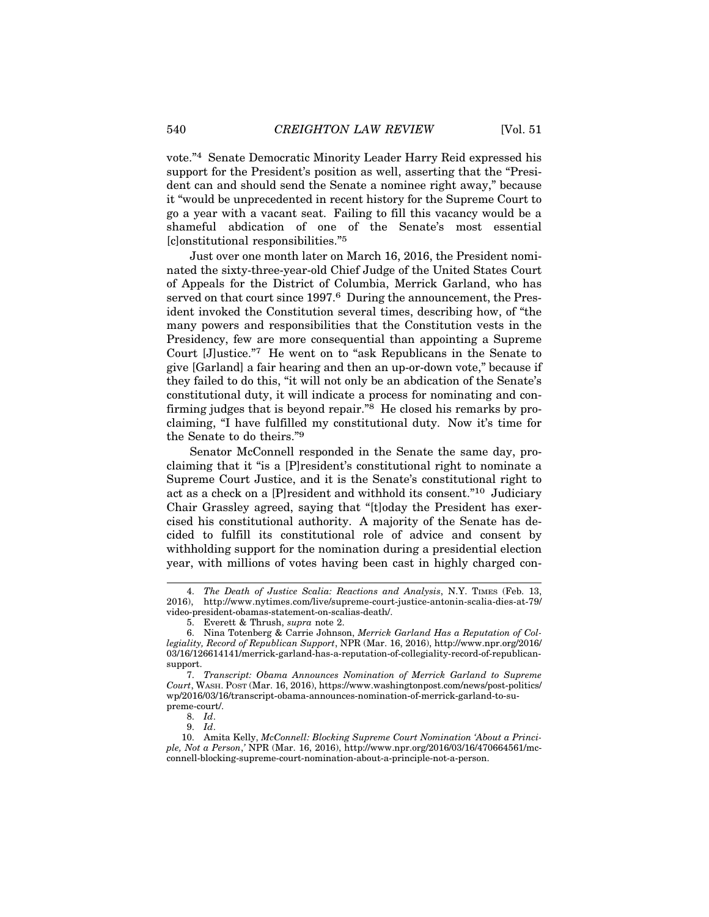vote."[4] Senate Democratic Minority Leader Harry Reid expressed his support for the President's position as well, asserting that the "President can and should send the Senate a nominee right away," because it "would be unprecedented in recent history for the Supreme Court to go a year with a vacant seat. Failing to fill this vacancy would be a shameful abdication of one of the Senate's most essential [c]onstitutional responsibilities."[5]

Just over one month later on March 16, 2016, the President nominated the sixty-three-year-old Chief Judge of the United States Court of Appeals for the District of Columbia, Merrick Garland, who has served on that court since 1997.[6] During the announcement, the President invoked the Constitution several times, describing how, of "the many powers and responsibilities that the Constitution vests in the Presidency, few are more consequential than appointing a Supreme Court [J]ustice."[7] He went on to "ask Republicans in the Senate to give [Garland] a fair hearing and then an up-or-down vote," because if they failed to do this, "it will not only be an abdication of the Senate's constitutional duty, it will indicate a process for nominating and confirming judges that is beyond repair."[8] He closed his remarks by proclaiming, "I have fulfilled my constitutional duty. Now it's time for the Senate to do theirs."[9]

Senator McConnell responded in the Senate the same day, proclaiming that it "is a [P]resident's constitutional right to nominate a Supreme Court Justice, and it is the Senate's constitutional right to act as a check on a [P]resident and withhold its consent."[10] Judiciary Chair Grassley agreed, saying that "[t]oday the President has exercised his constitutional authority. A majority of the Senate has decided to fulfill its constitutional role of advice and consent by withholding support for the nomination during a presidential election year, with millions of votes having been cast in highly charged con-

---

4. *The Death of Justice Scalia: Reactions and Analysis*, N.Y. TIMES (Feb. 13, 2016), http://www.nytimes.com/live/supreme-court-justice-antonin-scalia-dies-at-79/video-president-obamas-statement-on-scalias-death/.

5. Everett & Thrush, *supra* note 2.

6. Nina Totenberg & Carrie Johnson, *Merrick Garland Has a Reputation of Collegiality, Record of Republican Support*, NPR (Mar. 16, 2016), http://www.npr.org/2016/03/16/126614141/merrick-garland-has-a-reputation-of-collegiality-record-of-republican-support.

7. *Transcript: Obama Announces Nomination of Merrick Garland to Supreme Court*, WASH. POST (Mar. 16, 2016), https://www.washingtonpost.com/news/post-politics/wp/2016/03/16/transcript-obama-announces-nomination-of-merrick-garland-to-supreme-court/.

8. *Id*.

9. *Id*.

10. Amita Kelly, *McConnell: Blocking Supreme Court Nomination 'About a Principle, Not a Person,'* NPR (Mar. 16, 2016), http://www.npr.org/2016/03/16/470664561/mcconnell-blocking-supreme-court-nomination-about-a-principle-not-a-person.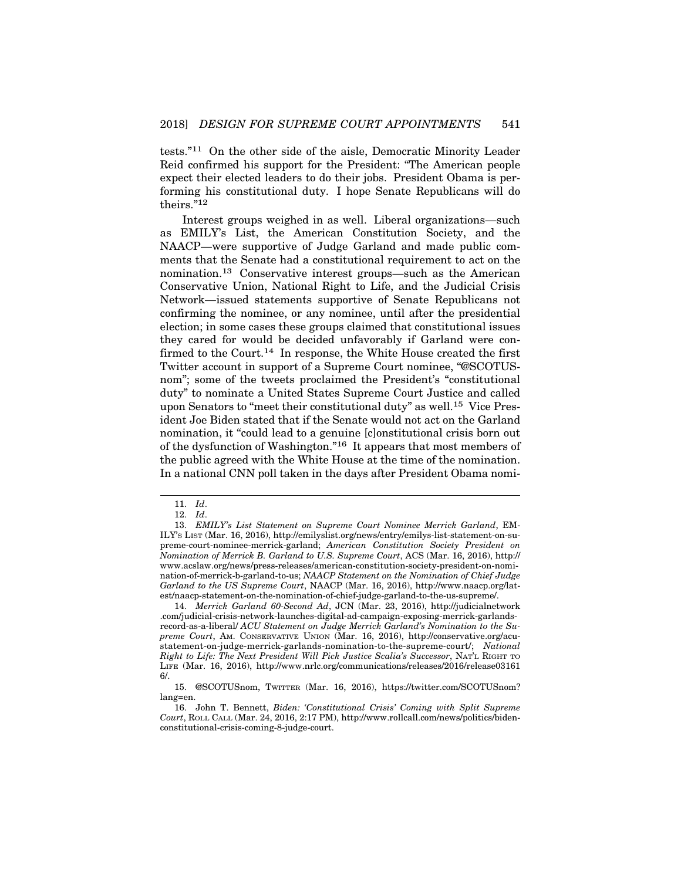tests."[11] On the other side of the aisle, Democratic Minority Leader Reid confirmed his support for the President: "The American people expect their elected leaders to do their jobs. President Obama is performing his constitutional duty. I hope Senate Republicans will do theirs."[12]

Interest groups weighed in as well. Liberal organizations—such as EMILY's List, the American Constitution Society, and the NAACP—were supportive of Judge Garland and made public comments that the Senate had a constitutional requirement to act on the nomination.[13] Conservative interest groups—such as the American Conservative Union, National Right to Life, and the Judicial Crisis Network—issued statements supportive of Senate Republicans not confirming the nominee, or any nominee, until after the presidential election; in some cases these groups claimed that constitutional issues they cared for would be decided unfavorably if Garland were confirmed to the Court.[14] In response, the White House created the first Twitter account in support of a Supreme Court nominee, "@SCOTUSnom"; some of the tweets proclaimed the President's "constitutional duty" to nominate a United States Supreme Court Justice and called upon Senators to "meet their constitutional duty" as well.[15] Vice President Joe Biden stated that if the Senate would not act on the Garland nomination, it "could lead to a genuine [c]onstitutional crisis born out of the dysfunction of Washington."[16] It appears that most members of the public agreed with the White House at the time of the nomination. In a national CNN poll taken in the days after President Obama nomi-

---

11. *Id*.

12. *Id*.

13. *EMILY's List Statement on Supreme Court Nominee Merrick Garland*, EMILY'S LIST (Mar. 16, 2016), http://emilyslist.org/news/entry/emilys-list-statement-on-supreme-court-nominee-merrick-garland; *American Constitution Society President on Nomination of Merrick B. Garland to U.S. Supreme Court*, ACS (Mar. 16, 2016), http://www.acslaw.org/news/press-releases/american-constitution-society-president-on-nomination-of-merrick-b-garland-to-us; *NAACP Statement on the Nomination of Chief Judge Garland to the US Supreme Court*, NAACP (Mar. 16, 2016), http://www.naacp.org/latest/naacp-statement-on-the-nomination-of-chief-judge-garland-to-the-us-supreme/.

14. *Merrick Garland 60-Second Ad*, JCN (Mar. 23, 2016), http://judicialnetwork.com/judicial-crisis-network-launches-digital-ad-campaign-exposing-merrick-garlands-record-as-a-liberal/ *ACU Statement on Judge Merrick Garland's Nomination to the Supreme Court*, AM. CONSERVATIVE UNION (Mar. 16, 2016), http://conservative.org/acu-statement-on-judge-merrick-garlands-nomination-to-the-supreme-court/; *National Right to Life: The Next President Will Pick Justice Scalia's Successor*, NAT'L RIGHT TO LIFE (Mar. 16, 2016), http://www.nrlc.org/communications/releases/2016/release031616/.

15. @SCOTUSnom, TWITTER (Mar. 16, 2016), https://twitter.com/SCOTUSnom?lang=en.

16. John T. Bennett, *Biden: 'Constitutional Crisis' Coming with Split Supreme Court*, ROLL CALL (Mar. 24, 2016, 2:17 PM), http://www.rollcall.com/news/politics/biden-constitutional-crisis-coming-8-judge-court.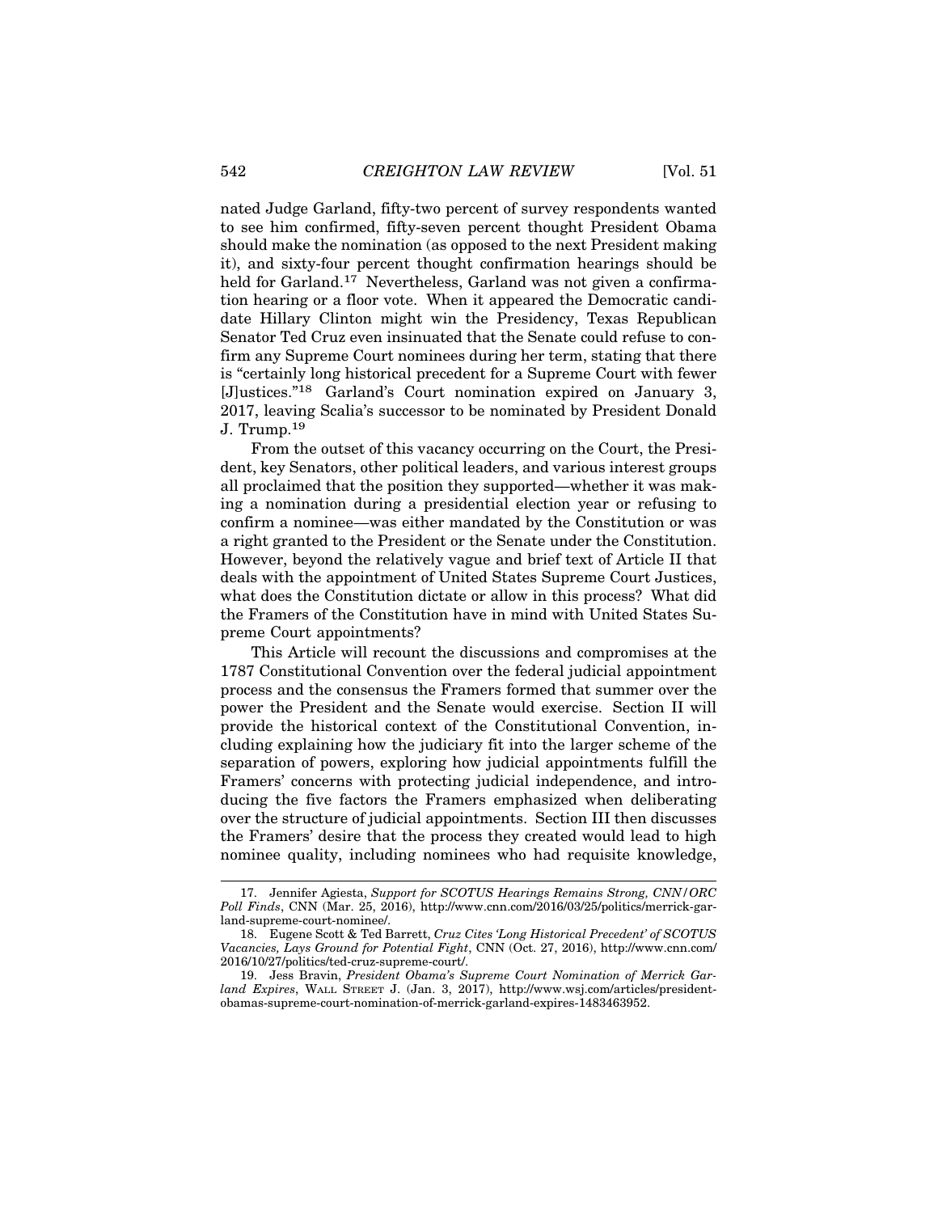nated Judge Garland, fifty-two percent of survey respondents wanted to see him confirmed, fifty-seven percent thought President Obama should make the nomination (as opposed to the next President making it), and sixty-four percent thought confirmation hearings should be held for Garland.[17] Nevertheless, Garland was not given a confirmation hearing or a floor vote. When it appeared the Democratic candidate Hillary Clinton might win the Presidency, Texas Republican Senator Ted Cruz even insinuated that the Senate could refuse to confirm any Supreme Court nominees during her term, stating that there is "certainly long historical precedent for a Supreme Court with fewer [J]ustices."[18] Garland's Court nomination expired on January 3, 2017, leaving Scalia's successor to be nominated by President Donald J. Trump.[19]

From the outset of this vacancy occurring on the Court, the President, key Senators, other political leaders, and various interest groups all proclaimed that the position they supported—whether it was making a nomination during a presidential election year or refusing to confirm a nominee—was either mandated by the Constitution or was a right granted to the President or the Senate under the Constitution. However, beyond the relatively vague and brief text of Article II that deals with the appointment of United States Supreme Court Justices, what does the Constitution dictate or allow in this process? What did the Framers of the Constitution have in mind with United States Supreme Court appointments?

This Article will recount the discussions and compromises at the 1787 Constitutional Convention over the federal judicial appointment process and the consensus the Framers formed that summer over the power the President and the Senate would exercise. Section II will provide the historical context of the Constitutional Convention, including explaining how the judiciary fit into the larger scheme of the separation of powers, exploring how judicial appointments fulfill the Framers' concerns with protecting judicial independence, and introducing the five factors the Framers emphasized when deliberating over the structure of judicial appointments. Section III then discusses the Framers' desire that the process they created would lead to high nominee quality, including nominees who had requisite knowledge,

---

17. Jennifer Agiesta, *Support for SCOTUS Hearings Remains Strong, CNN/ORC Poll Finds*, CNN (Mar. 25, 2016), http://www.cnn.com/2016/03/25/politics/merrick-garland-supreme-court-nominee/.

18. Eugene Scott & Ted Barrett, *Cruz Cites 'Long Historical Precedent' of SCOTUS Vacancies, Lays Ground for Potential Fight*, CNN (Oct. 27, 2016), http://www.cnn.com/2016/10/27/politics/ted-cruz-supreme-court/.

19. Jess Bravin, *President Obama's Supreme Court Nomination of Merrick Garland Expires*, WALL STREET J. (Jan. 3, 2017), http://www.wsj.com/articles/president-obamas-supreme-court-nomination-of-merrick-garland-expires-1483463952.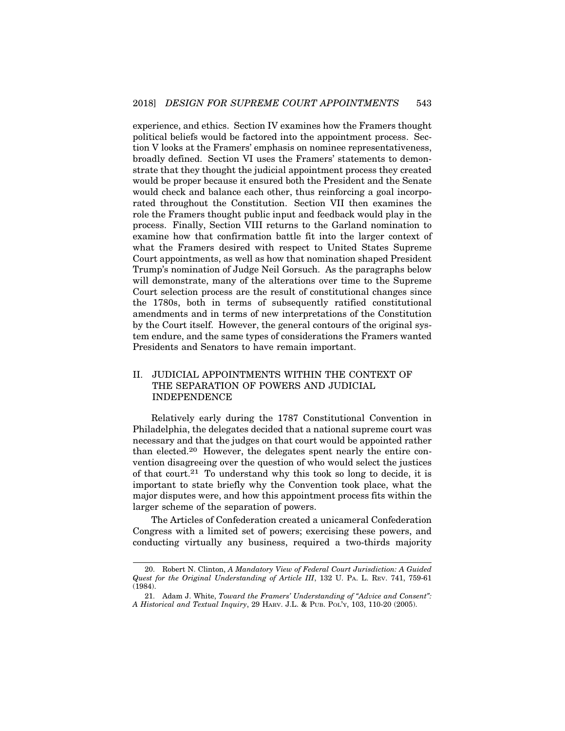experience, and ethics. Section IV examines how the Framers thought political beliefs would be factored into the appointment process. Section V looks at the Framers' emphasis on nominee representativeness, broadly defined. Section VI uses the Framers' statements to demonstrate that they thought the judicial appointment process they created would be proper because it ensured both the President and the Senate would check and balance each other, thus reinforcing a goal incorporated throughout the Constitution. Section VII then examines the role the Framers thought public input and feedback would play in the process. Finally, Section VIII returns to the Garland nomination to examine how that confirmation battle fit into the larger context of what the Framers desired with respect to United States Supreme Court appointments, as well as how that nomination shaped President Trump's nomination of Judge Neil Gorsuch. As the paragraphs below will demonstrate, many of the alterations over time to the Supreme Court selection process are the result of constitutional changes since the 1780s, both in terms of subsequently ratified constitutional amendments and in terms of new interpretations of the Constitution by the Court itself. However, the general contours of the original system endure, and the same types of considerations the Framers wanted Presidents and Senators to have remain important.

## II. JUDICIAL APPOINTMENTS WITHIN THE CONTEXT OF THE SEPARATION OF POWERS AND JUDICIAL INDEPENDENCE

Relatively early during the 1787 Constitutional Convention in Philadelphia, the delegates decided that a national supreme court was necessary and that the judges on that court would be appointed rather than elected.[20] However, the delegates spent nearly the entire convention disagreeing over the question of who would select the justices of that court.[21] To understand why this took so long to decide, it is important to state briefly why the Convention took place, what the major disputes were, and how this appointment process fits within the larger scheme of the separation of powers.

The Articles of Confederation created a unicameral Confederation Congress with a limited set of powers; exercising these powers, and conducting virtually any business, required a two-thirds majority

---

20. Robert N. Clinton, *A Mandatory View of Federal Court Jurisdiction: A Guided Quest for the Original Understanding of Article III*, 132 U. PA. L. REV. 741, 759-61 (1984).

21. Adam J. White, *Toward the Framers' Understanding of "Advice and Consent": A Historical and Textual Inquiry*, 29 HARV. J.L. & PUB. POL'Y, 103, 110-20 (2005).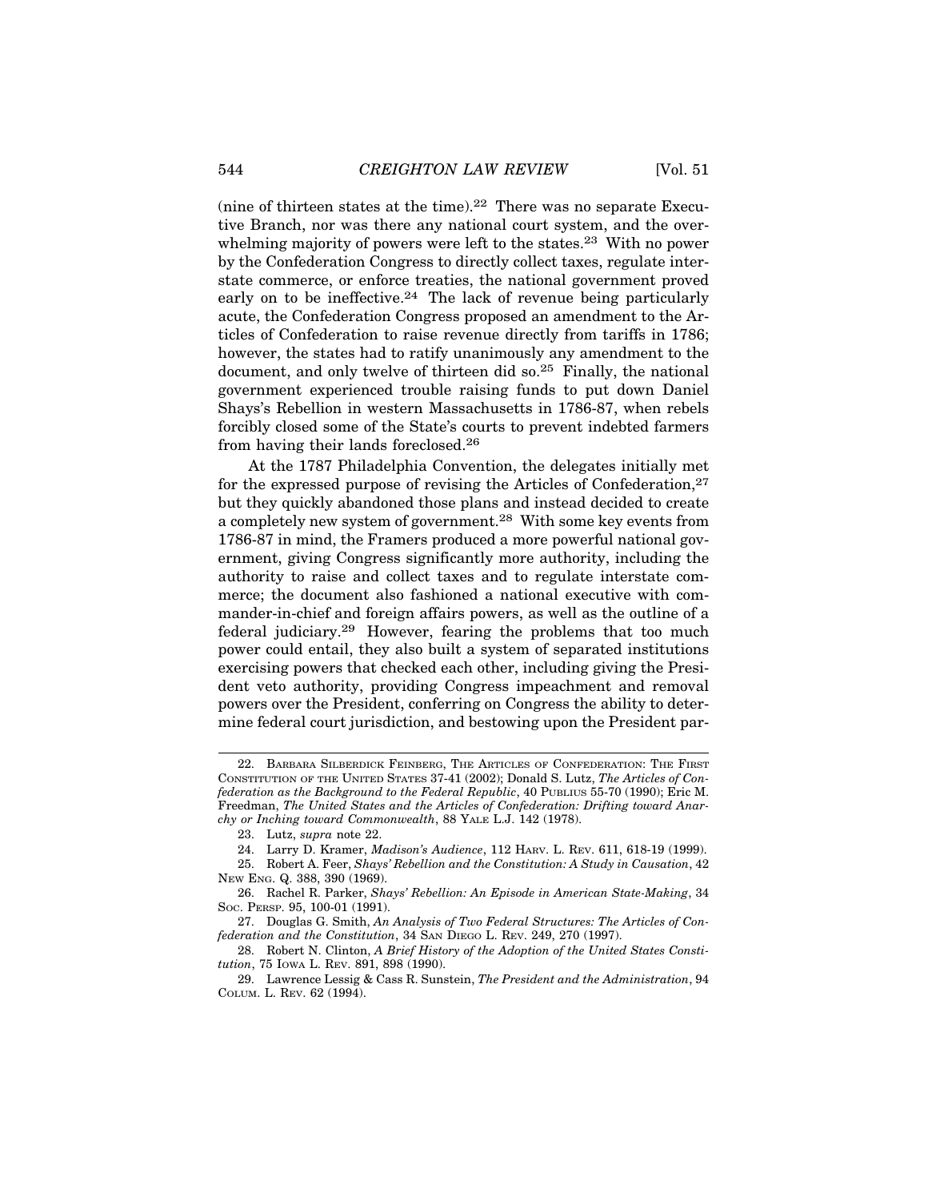(nine of thirteen states at the time).[22] There was no separate Executive Branch, nor was there any national court system, and the overwhelming majority of powers were left to the states.[23] With no power by the Confederation Congress to directly collect taxes, regulate interstate commerce, or enforce treaties, the national government proved early on to be ineffective.[24] The lack of revenue being particularly acute, the Confederation Congress proposed an amendment to the Articles of Confederation to raise revenue directly from tariffs in 1786; however, the states had to ratify unanimously any amendment to the document, and only twelve of thirteen did so.[25] Finally, the national government experienced trouble raising funds to put down Daniel Shays's Rebellion in western Massachusetts in 1786-87, when rebels forcibly closed some of the State's courts to prevent indebted farmers from having their lands foreclosed.[26]

At the 1787 Philadelphia Convention, the delegates initially met for the expressed purpose of revising the Articles of Confederation,[27] but they quickly abandoned those plans and instead decided to create a completely new system of government.[28] With some key events from 1786-87 in mind, the Framers produced a more powerful national government, giving Congress significantly more authority, including the authority to raise and collect taxes and to regulate interstate commerce; the document also fashioned a national executive with commander-in-chief and foreign affairs powers, as well as the outline of a federal judiciary.[29] However, fearing the problems that too much power could entail, they also built a system of separated institutions exercising powers that checked each other, including giving the President veto authority, providing Congress impeachment and removal powers over the President, conferring on Congress the ability to determine federal court jurisdiction, and bestowing upon the President par-

---

22. Barbara Silberdick Feinberg, The Articles of Confederation: The First Constitution of the United States 37-41 (2002); Donald S. Lutz, *The Articles of Confederation as the Background to the Federal Republic*, 40 Publius 55-70 (1990); Eric M. Freedman, *The United States and the Articles of Confederation: Drifting toward Anarchy or Inching toward Commonwealth*, 88 Yale L.J. 142 (1978).

23. Lutz, *supra* note 22.

24. Larry D. Kramer, *Madison's Audience*, 112 Harv. L. Rev. 611, 618-19 (1999).

25. Robert A. Feer, *Shays' Rebellion and the Constitution: A Study in Causation*, 42 New Eng. Q. 388, 390 (1969).

26. Rachel R. Parker, *Shays' Rebellion: An Episode in American State-Making*, 34 Soc. Persp. 95, 100-01 (1991).

27. Douglas G. Smith, *An Analysis of Two Federal Structures: The Articles of Confederation and the Constitution*, 34 San Diego L. Rev. 249, 270 (1997).

28. Robert N. Clinton, *A Brief History of the Adoption of the United States Constitution*, 75 Iowa L. Rev. 891, 898 (1990).

29. Lawrence Lessig & Cass R. Sunstein, *The President and the Administration*, 94 Colum. L. Rev. 62 (1994).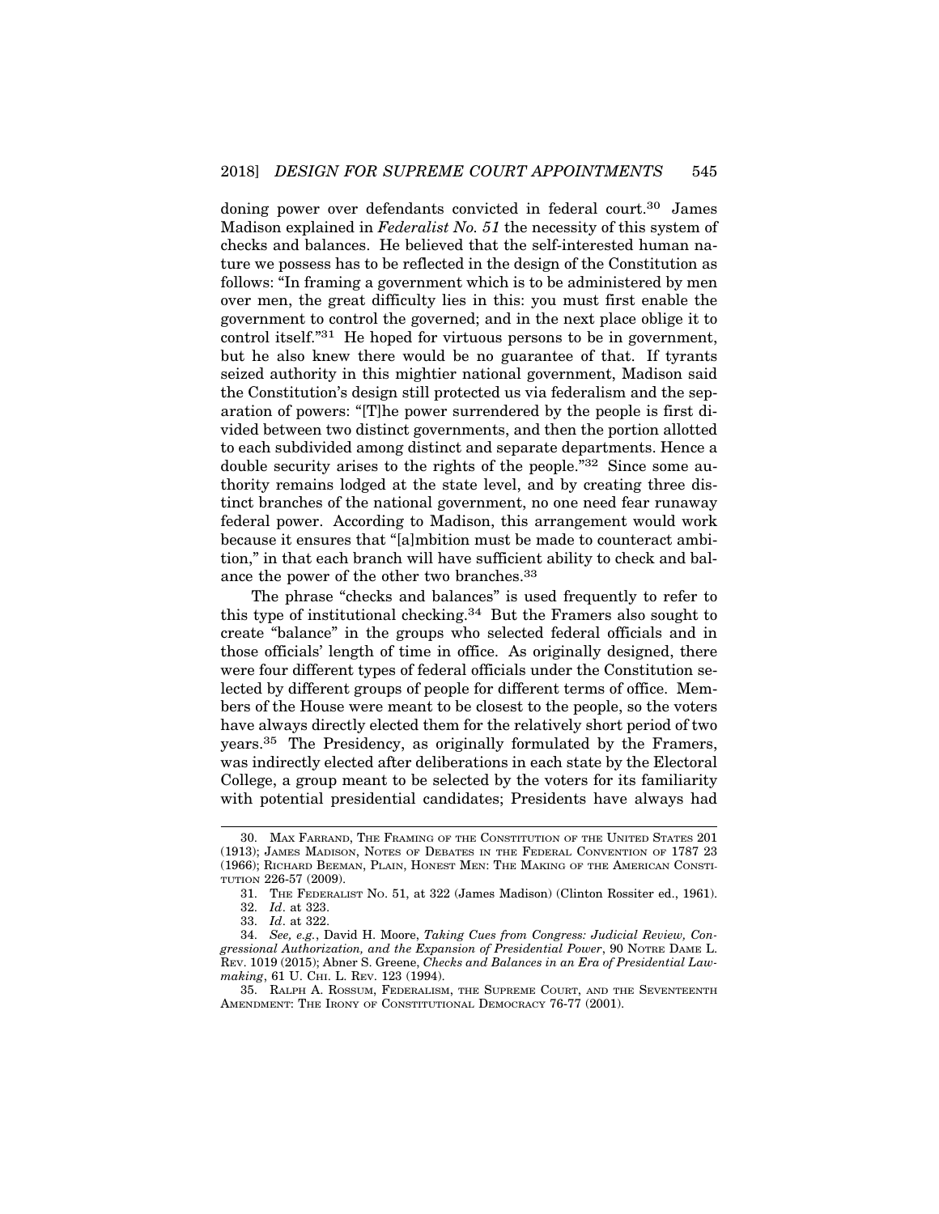doning power over defendants convicted in federal court.[30] James Madison explained in *Federalist No. 51* the necessity of this system of checks and balances. He believed that the self-interested human nature we possess has to be reflected in the design of the Constitution as follows: "In framing a government which is to be administered by men over men, the great difficulty lies in this: you must first enable the government to control the governed; and in the next place oblige it to control itself."[31] He hoped for virtuous persons to be in government, but he also knew there would be no guarantee of that. If tyrants seized authority in this mightier national government, Madison said the Constitution's design still protected us via federalism and the separation of powers: "[T]he power surrendered by the people is first divided between two distinct governments, and then the portion allotted to each subdivided among distinct and separate departments. Hence a double security arises to the rights of the people."[32] Since some authority remains lodged at the state level, and by creating three distinct branches of the national government, no one need fear runaway federal power. According to Madison, this arrangement would work because it ensures that "[a]mbition must be made to counteract ambition," in that each branch will have sufficient ability to check and balance the power of the other two branches.[33]

The phrase "checks and balances" is used frequently to refer to this type of institutional checking.[34] But the Framers also sought to create "balance" in the groups who selected federal officials and in those officials' length of time in office. As originally designed, there were four different types of federal officials under the Constitution selected by different groups of people for different terms of office. Members of the House were meant to be closest to the people, so the voters have always directly elected them for the relatively short period of two years.[35] The Presidency, as originally formulated by the Framers, was indirectly elected after deliberations in each state by the Electoral College, a group meant to be selected by the voters for its familiarity with potential presidential candidates; Presidents have always had

---

30. MAX FARRAND, THE FRAMING OF THE CONSTITUTION OF THE UNITED STATES 201 (1913); JAMES MADISON, NOTES OF DEBATES IN THE FEDERAL CONVENTION OF 1787 23 (1966); RICHARD BEEMAN, PLAIN, HONEST MEN: THE MAKING OF THE AMERICAN CONSTITUTION 226-57 (2009).

31. THE FEDERALIST NO. 51, at 322 (James Madison) (Clinton Rossiter ed., 1961).

32. *Id*. at 323.

33. *Id*. at 322.

34. *See, e.g.*, David H. Moore, *Taking Cues from Congress: Judicial Review, Congressional Authorization, and the Expansion of Presidential Power*, 90 NOTRE DAME L. REV. 1019 (2015); Abner S. Greene, *Checks and Balances in an Era of Presidential Lawmaking*, 61 U. CHI. L. REV. 123 (1994).

35. RALPH A. ROSSUM, FEDERALISM, THE SUPREME COURT, AND THE SEVENTEENTH AMENDMENT: THE IRONY OF CONSTITUTIONAL DEMOCRACY 76-77 (2001).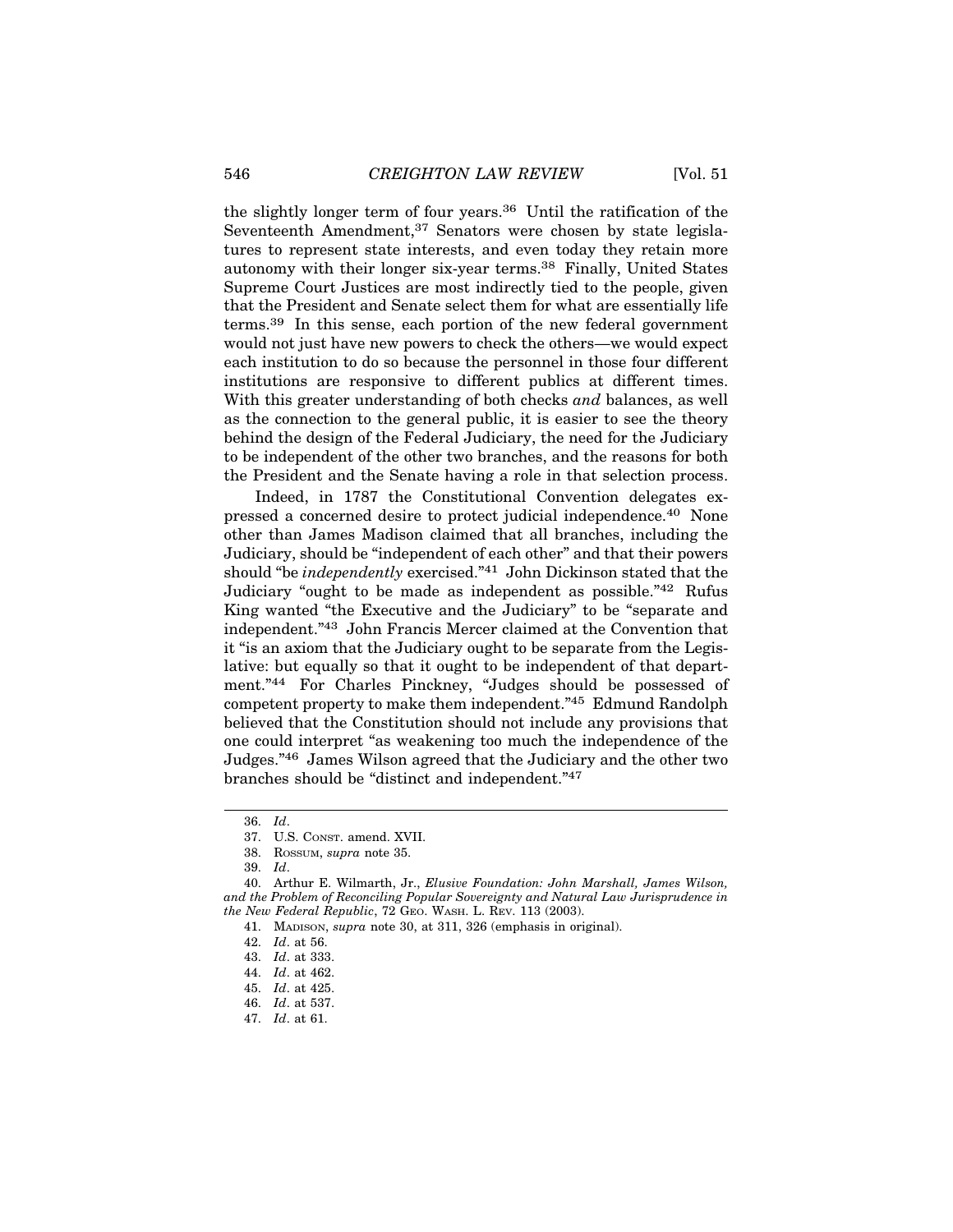the slightly longer term of four years.[36] Until the ratification of the Seventeenth Amendment,[37] Senators were chosen by state legislatures to represent state interests, and even today they retain more autonomy with their longer six-year terms.[38] Finally, United States Supreme Court Justices are most indirectly tied to the people, given that the President and Senate select them for what are essentially life terms.[39] In this sense, each portion of the new federal government would not just have new powers to check the others—we would expect each institution to do so because the personnel in those four different institutions are responsive to different publics at different times. With this greater understanding of both checks *and* balances, as well as the connection to the general public, it is easier to see the theory behind the design of the Federal Judiciary, the need for the Judiciary to be independent of the other two branches, and the reasons for both the President and the Senate having a role in that selection process.

Indeed, in 1787 the Constitutional Convention delegates expressed a concerned desire to protect judicial independence.[40] None other than James Madison claimed that all branches, including the Judiciary, should be "independent of each other" and that their powers should "be *independently* exercised."[41] John Dickinson stated that the Judiciary "ought to be made as independent as possible."[42] Rufus King wanted "the Executive and the Judiciary" to be "separate and independent."[43] John Francis Mercer claimed at the Convention that it "is an axiom that the Judiciary ought to be separate from the Legislative: but equally so that it ought to be independent of that department."[44] For Charles Pinckney, "Judges should be possessed of competent property to make them independent."[45] Edmund Randolph believed that the Constitution should not include any provisions that one could interpret "as weakening too much the independence of the Judges."[46] James Wilson agreed that the Judiciary and the other two branches should be "distinct and independent."[47]

---

36. *Id*.
37. U.S. CONST. amend. XVII.
38. ROSSUM, *supra* note 35.
39. *Id*.
40. Arthur E. Wilmarth, Jr., *Elusive Foundation: John Marshall, James Wilson, and the Problem of Reconciling Popular Sovereignty and Natural Law Jurisprudence in the New Federal Republic*, 72 GEO. WASH. L. REV. 113 (2003).
41. MADISON, *supra* note 30, at 311, 326 (emphasis in original).
42. *Id*. at 56.
43. *Id*. at 333.
44. *Id*. at 462.
45. *Id*. at 425.
46. *Id*. at 537.
47. *Id*. at 61.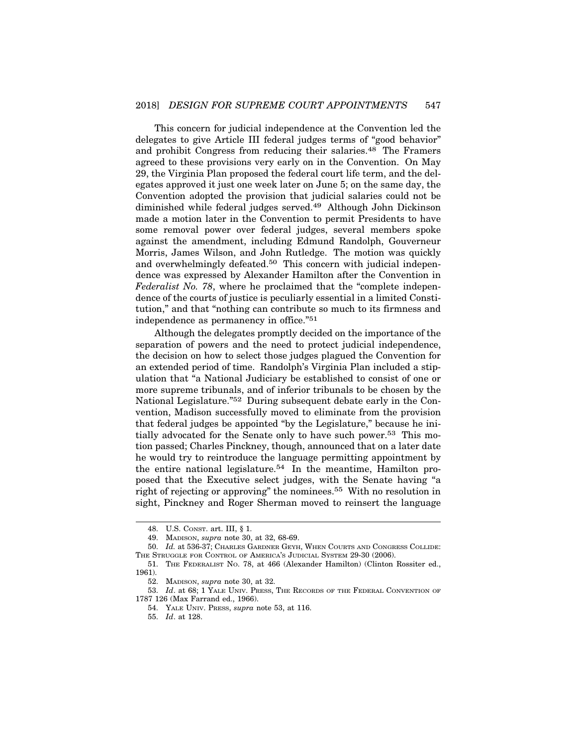This concern for judicial independence at the Convention led the delegates to give Article III federal judges terms of "good behavior" and prohibit Congress from reducing their salaries.[48] The Framers agreed to these provisions very early on in the Convention. On May 29, the Virginia Plan proposed the federal court life term, and the delegates approved it just one week later on June 5; on the same day, the Convention adopted the provision that judicial salaries could not be diminished while federal judges served.[49] Although John Dickinson made a motion later in the Convention to permit Presidents to have some removal power over federal judges, several members spoke against the amendment, including Edmund Randolph, Gouverneur Morris, James Wilson, and John Rutledge. The motion was quickly and overwhelmingly defeated.[50] This concern with judicial independence was expressed by Alexander Hamilton after the Convention in *Federalist No. 78*, where he proclaimed that the "complete independence of the courts of justice is peculiarly essential in a limited Constitution," and that "nothing can contribute so much to its firmness and independence as permanency in office."[51]

Although the delegates promptly decided on the importance of the separation of powers and the need to protect judicial independence, the decision on how to select those judges plagued the Convention for an extended period of time. Randolph's Virginia Plan included a stipulation that "a National Judiciary be established to consist of one or more supreme tribunals, and of inferior tribunals to be chosen by the National Legislature."[52] During subsequent debate early in the Convention, Madison successfully moved to eliminate from the provision that federal judges be appointed "by the Legislature," because he initially advocated for the Senate only to have such power.[53] This motion passed; Charles Pinckney, though, announced that on a later date he would try to reintroduce the language permitting appointment by the entire national legislature.[54] In the meantime, Hamilton proposed that the Executive select judges, with the Senate having "a right of rejecting or approving" the nominees.[55] With no resolution in sight, Pinckney and Roger Sherman moved to reinsert the language

---

48. U.S. CONST. art. III, § 1.

49. MADISON, *supra* note 30, at 32, 68-69.

50. *Id.* at 536-37; CHARLES GARDNER GEYH, WHEN COURTS AND CONGRESS COLLIDE: THE STRUGGLE FOR CONTROL OF AMERICA'S JUDICIAL SYSTEM 29-30 (2006).

51. THE FEDERALIST NO. 78, at 466 (Alexander Hamilton) (Clinton Rossiter ed., 1961).

52. MADISON, *supra* note 30, at 32.

53. *Id*. at 68; 1 YALE UNIV. PRESS, THE RECORDS OF THE FEDERAL CONVENTION OF 1787 126 (Max Farrand ed., 1966).

54. YALE UNIV. PRESS, *supra* note 53, at 116.

55. *Id*. at 128.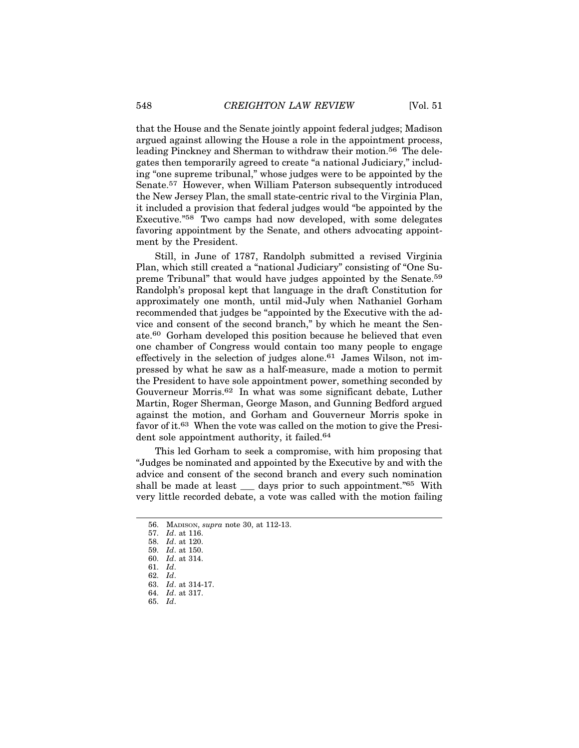that the House and the Senate jointly appoint federal judges; Madison argued against allowing the House a role in the appointment process, leading Pinckney and Sherman to withdraw their motion.[56] The delegates then temporarily agreed to create "a national Judiciary," including "one supreme tribunal," whose judges were to be appointed by the Senate.[57] However, when William Paterson subsequently introduced the New Jersey Plan, the small state-centric rival to the Virginia Plan, it included a provision that federal judges would "be appointed by the Executive."[58] Two camps had now developed, with some delegates favoring appointment by the Senate, and others advocating appointment by the President.

Still, in June of 1787, Randolph submitted a revised Virginia Plan, which still created a "national Judiciary" consisting of "One Supreme Tribunal" that would have judges appointed by the Senate.[59] Randolph's proposal kept that language in the draft Constitution for approximately one month, until mid-July when Nathaniel Gorham recommended that judges be "appointed by the Executive with the advice and consent of the second branch," by which he meant the Senate.[60] Gorham developed this position because he believed that even one chamber of Congress would contain too many people to engage effectively in the selection of judges alone.[61] James Wilson, not impressed by what he saw as a half-measure, made a motion to permit the President to have sole appointment power, something seconded by Gouverneur Morris.[62] In what was some significant debate, Luther Martin, Roger Sherman, George Mason, and Gunning Bedford argued against the motion, and Gorham and Gouverneur Morris spoke in favor of it.[63] When the vote was called on the motion to give the President sole appointment authority, it failed.[64]

This led Gorham to seek a compromise, with him proposing that "Judges be nominated and appointed by the Executive by and with the advice and consent of the second branch and every such nomination shall be made at least ___ days prior to such appointment."[65] With very little recorded debate, a vote was called with the motion failing

---

56. MADISON, *supra* note 30, at 112-13.
57. *Id*. at 116.
58. *Id*. at 120.
59. *Id*. at 150.
60. *Id*. at 314.
61. *Id*.
62. *Id*.
63. *Id*. at 314-17.
64. *Id*. at 317.
65. *Id*.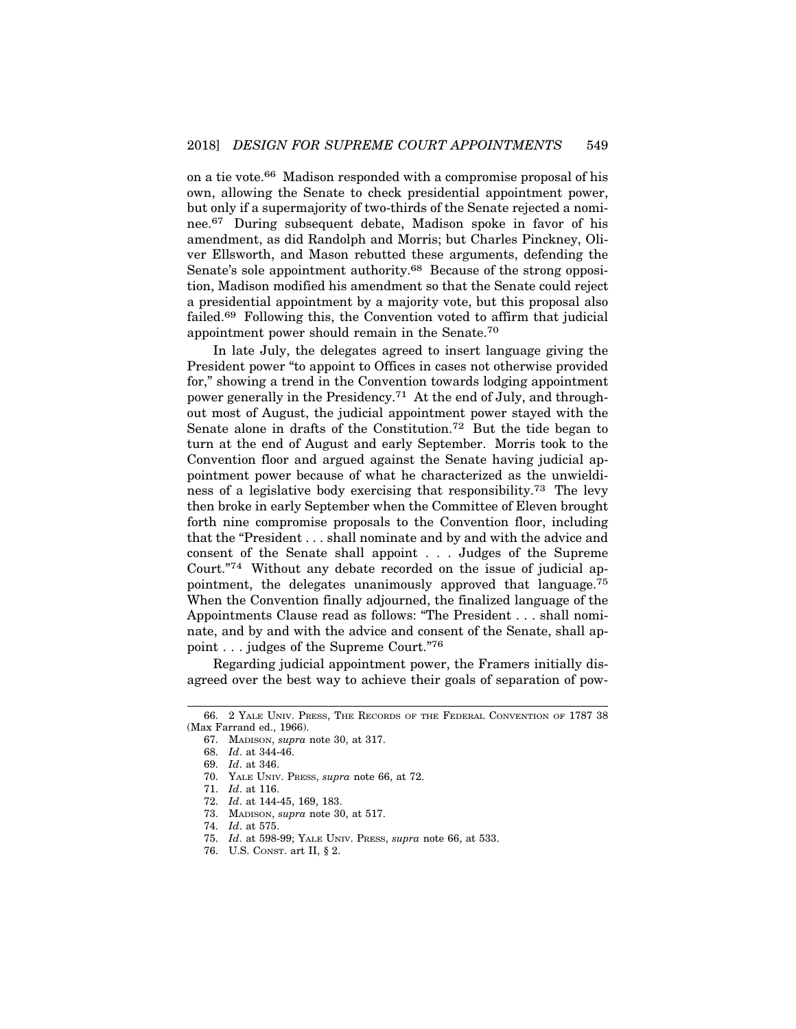on a tie vote.[66] Madison responded with a compromise proposal of his own, allowing the Senate to check presidential appointment power, but only if a supermajority of two-thirds of the Senate rejected a nominee.[67] During subsequent debate, Madison spoke in favor of his amendment, as did Randolph and Morris; but Charles Pinckney, Oliver Ellsworth, and Mason rebutted these arguments, defending the Senate's sole appointment authority.[68] Because of the strong opposition, Madison modified his amendment so that the Senate could reject a presidential appointment by a majority vote, but this proposal also failed.[69] Following this, the Convention voted to affirm that judicial appointment power should remain in the Senate.[70]

In late July, the delegates agreed to insert language giving the President power "to appoint to Offices in cases not otherwise provided for," showing a trend in the Convention towards lodging appointment power generally in the Presidency.[71] At the end of July, and throughout most of August, the judicial appointment power stayed with the Senate alone in drafts of the Constitution.[72] But the tide began to turn at the end of August and early September. Morris took to the Convention floor and argued against the Senate having judicial appointment power because of what he characterized as the unwieldiness of a legislative body exercising that responsibility.[73] The levy then broke in early September when the Committee of Eleven brought forth nine compromise proposals to the Convention floor, including that the "President . . . shall nominate and by and with the advice and consent of the Senate shall appoint . . . Judges of the Supreme Court."[74] Without any debate recorded on the issue of judicial appointment, the delegates unanimously approved that language.[75] When the Convention finally adjourned, the finalized language of the Appointments Clause read as follows: "The President . . . shall nominate, and by and with the advice and consent of the Senate, shall appoint . . . judges of the Supreme Court."[76]

Regarding judicial appointment power, the Framers initially disagreed over the best way to achieve their goals of separation of pow-

---

66. 2 YALE UNIV. PRESS, THE RECORDS OF THE FEDERAL CONVENTION OF 1787 38 (Max Farrand ed., 1966).

67. MADISON, *supra* note 30, at 317.

68. *Id*. at 344-46.

69. *Id*. at 346.

70. YALE UNIV. PRESS, *supra* note 66, at 72.

71. *Id*. at 116.

72. *Id*. at 144-45, 169, 183.

73. MADISON, *supra* note 30, at 517.

74. *Id*. at 575.

75. *Id*. at 598-99; YALE UNIV. PRESS, *supra* note 66, at 533.

76. U.S. CONST. art II, § 2.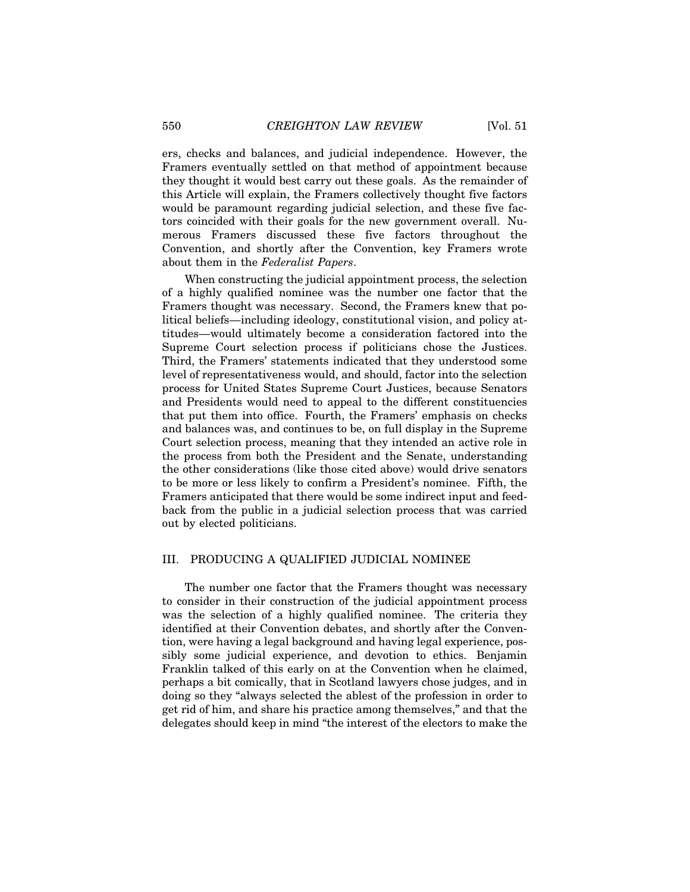ers, checks and balances, and judicial independence. However, the Framers eventually settled on that method of appointment because they thought it would best carry out these goals. As the remainder of this Article will explain, the Framers collectively thought five factors would be paramount regarding judicial selection, and these five factors coincided with their goals for the new government overall. Numerous Framers discussed these five factors throughout the Convention, and shortly after the Convention, key Framers wrote about them in the *Federalist Papers*.

When constructing the judicial appointment process, the selection of a highly qualified nominee was the number one factor that the Framers thought was necessary. Second, the Framers knew that political beliefs—including ideology, constitutional vision, and policy attitudes—would ultimately become a consideration factored into the Supreme Court selection process if politicians chose the Justices. Third, the Framers' statements indicated that they understood some level of representativeness would, and should, factor into the selection process for United States Supreme Court Justices, because Senators and Presidents would need to appeal to the different constituencies that put them into office. Fourth, the Framers' emphasis on checks and balances was, and continues to be, on full display in the Supreme Court selection process, meaning that they intended an active role in the process from both the President and the Senate, understanding the other considerations (like those cited above) would drive senators to be more or less likely to confirm a President's nominee. Fifth, the Framers anticipated that there would be some indirect input and feedback from the public in a judicial selection process that was carried out by elected politicians.

## III. PRODUCING A QUALIFIED JUDICIAL NOMINEE

The number one factor that the Framers thought was necessary to consider in their construction of the judicial appointment process was the selection of a highly qualified nominee. The criteria they identified at their Convention debates, and shortly after the Convention, were having a legal background and having legal experience, possibly some judicial experience, and devotion to ethics. Benjamin Franklin talked of this early on at the Convention when he claimed, perhaps a bit comically, that in Scotland lawyers chose judges, and in doing so they "always selected the ablest of the profession in order to get rid of him, and share his practice among themselves," and that the delegates should keep in mind "the interest of the electors to make the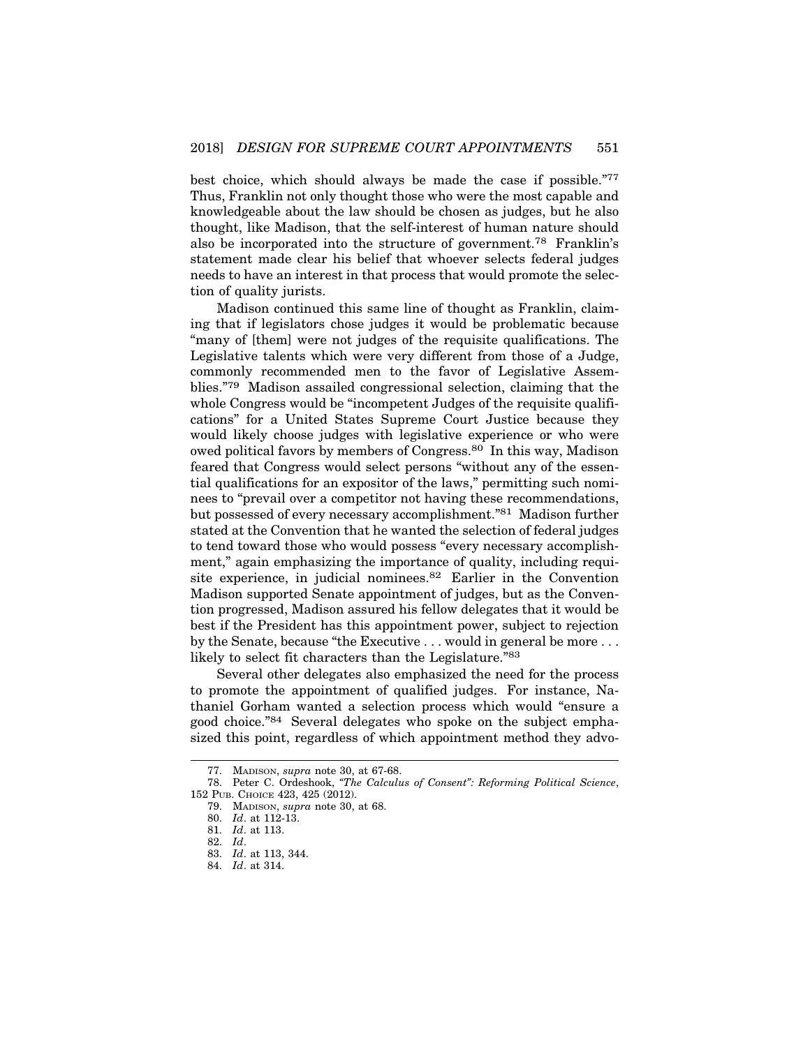best choice, which should always be made the case if possible."[77] Thus, Franklin not only thought those who were the most capable and knowledgeable about the law should be chosen as judges, but he also thought, like Madison, that the self-interest of human nature should also be incorporated into the structure of government.[78] Franklin's statement made clear his belief that whoever selects federal judges needs to have an interest in that process that would promote the selection of quality jurists.

Madison continued this same line of thought as Franklin, claiming that if legislators chose judges it would be problematic because "many of [them] were not judges of the requisite qualifications. The Legislative talents which were very different from those of a Judge, commonly recommended men to the favor of Legislative Assemblies."[79] Madison assailed congressional selection, claiming that the whole Congress would be "incompetent Judges of the requisite qualifications" for a United States Supreme Court Justice because they would likely choose judges with legislative experience or who were owed political favors by members of Congress.[80] In this way, Madison feared that Congress would select persons "without any of the essential qualifications for an expositor of the laws," permitting such nominees to "prevail over a competitor not having these recommendations, but possessed of every necessary accomplishment."[81] Madison further stated at the Convention that he wanted the selection of federal judges to tend toward those who would possess "every necessary accomplishment," again emphasizing the importance of quality, including requisite experience, in judicial nominees.[82] Earlier in the Convention Madison supported Senate appointment of judges, but as the Convention progressed, Madison assured his fellow delegates that it would be best if the President has this appointment power, subject to rejection by the Senate, because "the Executive . . . would in general be more . . . likely to select fit characters than the Legislature."[83]

Several other delegates also emphasized the need for the process to promote the appointment of qualified judges. For instance, Nathaniel Gorham wanted a selection process which would "ensure a good choice."[84] Several delegates who spoke on the subject emphasized this point, regardless of which appointment method they advo-

---

77. MADISON, *supra* note 30, at 67-68.

78. Peter C. Ordeshook, *"The Calculus of Consent": Reforming Political Science*, 152 PUB. CHOICE 423, 425 (2012).

79. MADISON, *supra* note 30, at 68.

80. *Id*. at 112-13.

81. *Id*. at 113.

82. *Id*.

83. *Id*. at 113, 344.

84. *Id*. at 314.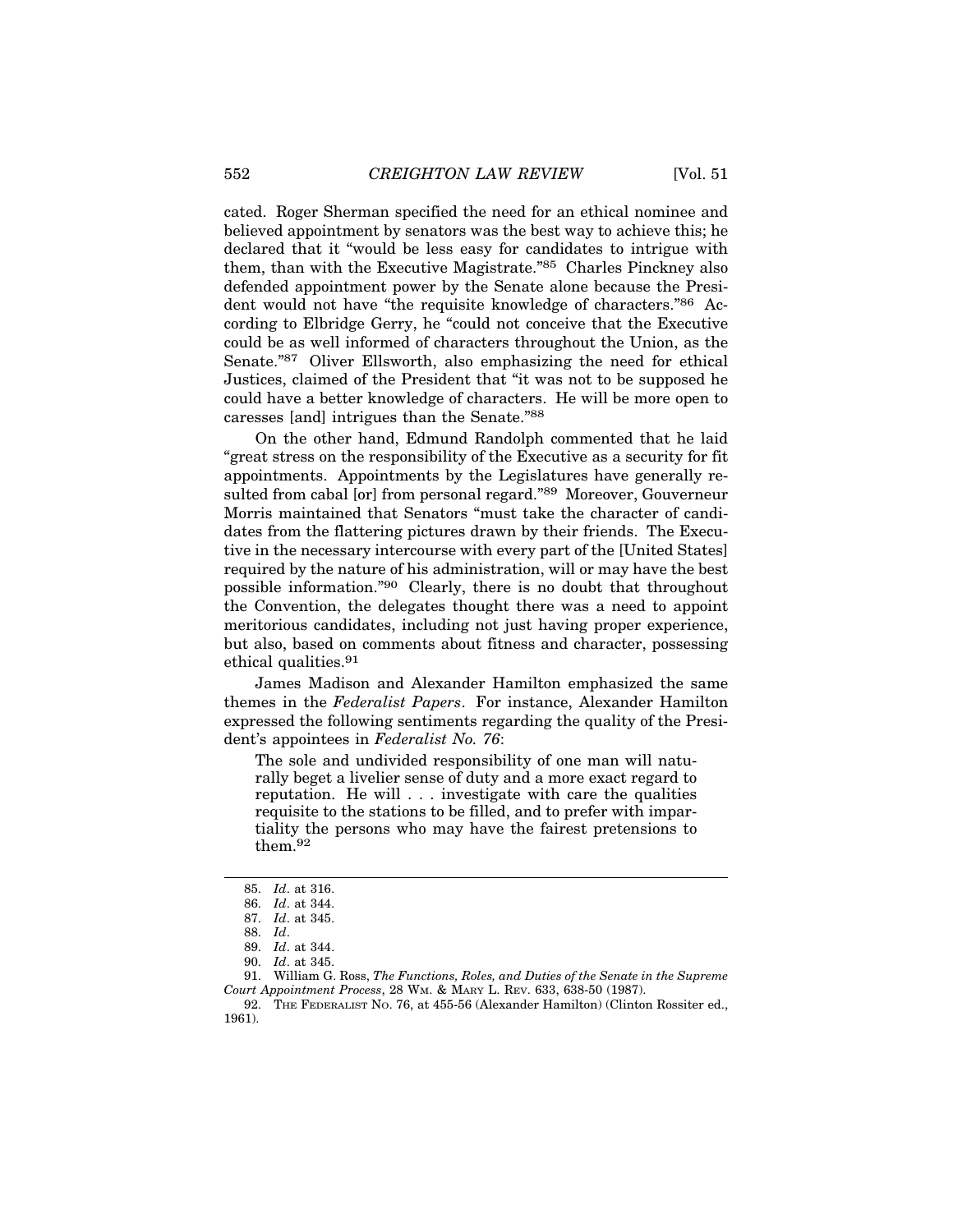cated. Roger Sherman specified the need for an ethical nominee and believed appointment by senators was the best way to achieve this; he declared that it "would be less easy for candidates to intrigue with them, than with the Executive Magistrate."[85] Charles Pinckney also defended appointment power by the Senate alone because the President would not have "the requisite knowledge of characters."[86] According to Elbridge Gerry, he "could not conceive that the Executive could be as well informed of characters throughout the Union, as the Senate."[87] Oliver Ellsworth, also emphasizing the need for ethical Justices, claimed of the President that "it was not to be supposed he could have a better knowledge of characters. He will be more open to caresses [and] intrigues than the Senate."[88]

On the other hand, Edmund Randolph commented that he laid "great stress on the responsibility of the Executive as a security for fit appointments. Appointments by the Legislatures have generally resulted from cabal [or] from personal regard."[89] Moreover, Gouverneur Morris maintained that Senators "must take the character of candidates from the flattering pictures drawn by their friends. The Executive in the necessary intercourse with every part of the [United States] required by the nature of his administration, will or may have the best possible information."[90] Clearly, there is no doubt that throughout the Convention, the delegates thought there was a need to appoint meritorious candidates, including not just having proper experience, but also, based on comments about fitness and character, possessing ethical qualities.[91]

James Madison and Alexander Hamilton emphasized the same themes in the *Federalist Papers*. For instance, Alexander Hamilton expressed the following sentiments regarding the quality of the President's appointees in *Federalist No. 76*:

> The sole and undivided responsibility of one man will naturally beget a livelier sense of duty and a more exact regard to reputation. He will . . . investigate with care the qualities requisite to the stations to be filled, and to prefer with impartiality the persons who may have the fairest pretensions to them.[92]

---

85. *Id*. at 316.
86. *Id*. at 344.
87. *Id*. at 345.
88. *Id*.
89. *Id*. at 344.
90. *Id*. at 345.
91. William G. Ross, *The Functions, Roles, and Duties of the Senate in the Supreme Court Appointment Process*, 28 WM. & MARY L. REV. 633, 638-50 (1987).
92. THE FEDERALIST NO. 76, at 455-56 (Alexander Hamilton) (Clinton Rossiter ed., 1961).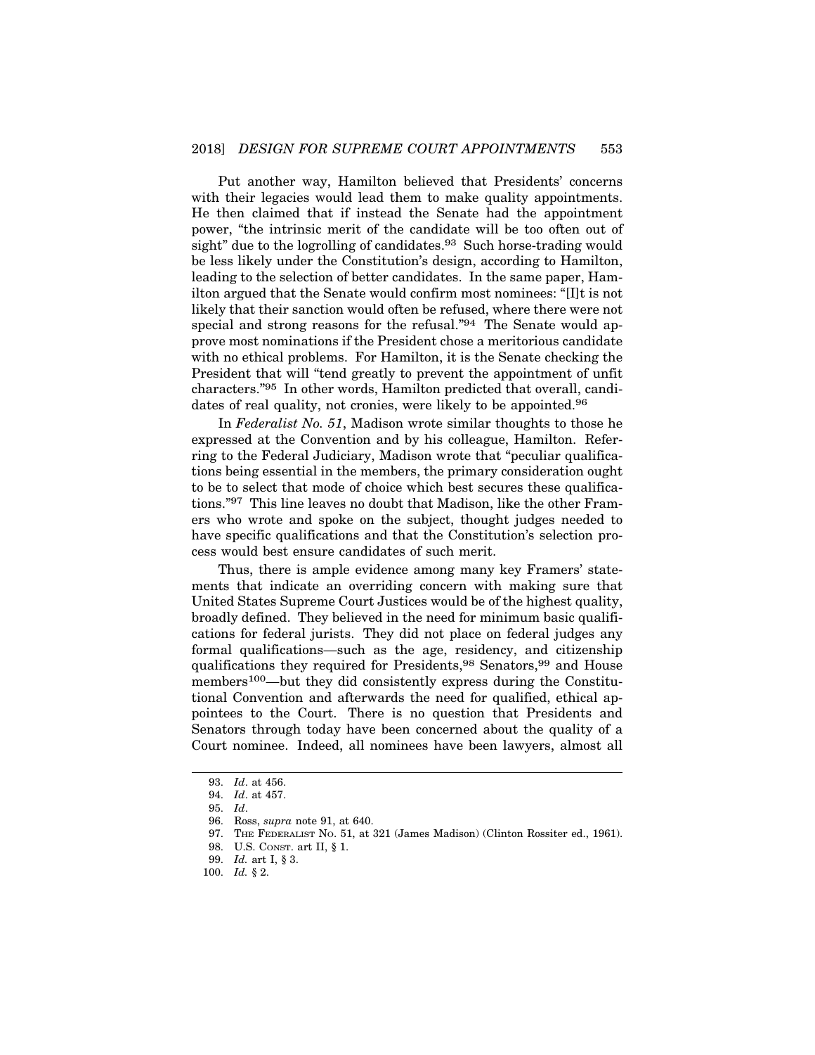Put another way, Hamilton believed that Presidents' concerns with their legacies would lead them to make quality appointments. He then claimed that if instead the Senate had the appointment power, "the intrinsic merit of the candidate will be too often out of sight" due to the logrolling of candidates.[93] Such horse-trading would be less likely under the Constitution's design, according to Hamilton, leading to the selection of better candidates. In the same paper, Hamilton argued that the Senate would confirm most nominees: "[I]t is not likely that their sanction would often be refused, where there were not special and strong reasons for the refusal."[94] The Senate would approve most nominations if the President chose a meritorious candidate with no ethical problems. For Hamilton, it is the Senate checking the President that will "tend greatly to prevent the appointment of unfit characters."[95] In other words, Hamilton predicted that overall, candidates of real quality, not cronies, were likely to be appointed.[96]

In *Federalist No. 51*, Madison wrote similar thoughts to those he expressed at the Convention and by his colleague, Hamilton. Referring to the Federal Judiciary, Madison wrote that "peculiar qualifications being essential in the members, the primary consideration ought to be to select that mode of choice which best secures these qualifications."[97] This line leaves no doubt that Madison, like the other Framers who wrote and spoke on the subject, thought judges needed to have specific qualifications and that the Constitution's selection process would best ensure candidates of such merit.

Thus, there is ample evidence among many key Framers' statements that indicate an overriding concern with making sure that United States Supreme Court Justices would be of the highest quality, broadly defined. They believed in the need for minimum basic qualifications for federal jurists. They did not place on federal judges any formal qualifications—such as the age, residency, and citizenship qualifications they required for Presidents,[98] Senators,[99] and House members[100]—but they did consistently express during the Constitutional Convention and afterwards the need for qualified, ethical appointees to the Court. There is no question that Presidents and Senators through today have been concerned about the quality of a Court nominee. Indeed, all nominees have been lawyers, almost all

---

93. *Id*. at 456.

94. *Id*. at 457.

95. *Id*.

96. Ross, *supra* note 91, at 640.

97. THE FEDERALIST NO. 51, at 321 (James Madison) (Clinton Rossiter ed., 1961).

98. U.S. CONST. art II, § 1.

99. *Id.* art I, § 3.

100. *Id.* § 2.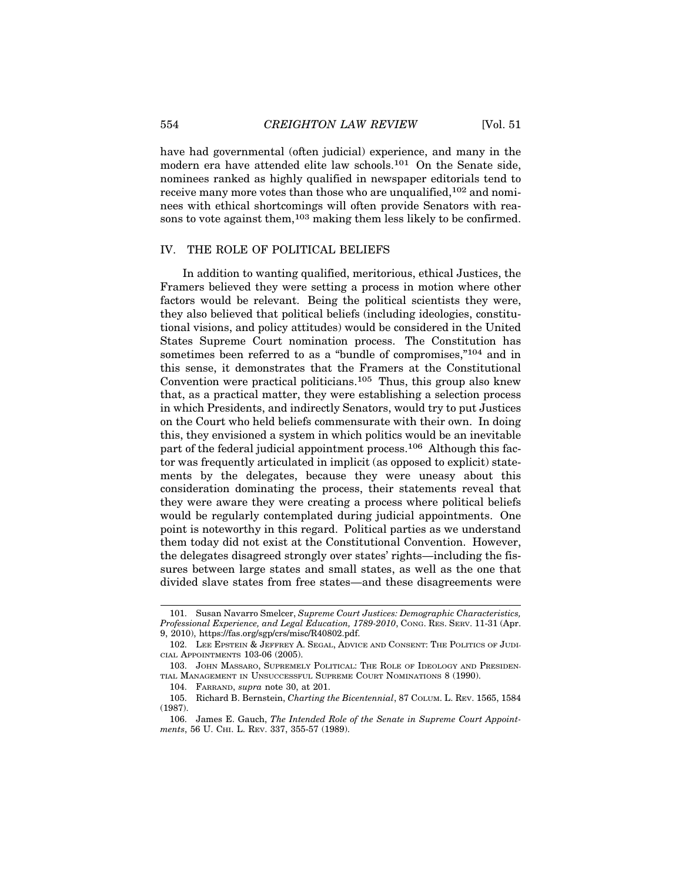have had governmental (often judicial) experience, and many in the modern era have attended elite law schools.[101] On the Senate side, nominees ranked as highly qualified in newspaper editorials tend to receive many more votes than those who are unqualified,[102] and nominees with ethical shortcomings will often provide Senators with reasons to vote against them,[103] making them less likely to be confirmed.

## IV. THE ROLE OF POLITICAL BELIEFS

In addition to wanting qualified, meritorious, ethical Justices, the Framers believed they were setting a process in motion where other factors would be relevant. Being the political scientists they were, they also believed that political beliefs (including ideologies, constitutional visions, and policy attitudes) would be considered in the United States Supreme Court nomination process. The Constitution has sometimes been referred to as a "bundle of compromises,"[104] and in this sense, it demonstrates that the Framers at the Constitutional Convention were practical politicians.[105] Thus, this group also knew that, as a practical matter, they were establishing a selection process in which Presidents, and indirectly Senators, would try to put Justices on the Court who held beliefs commensurate with their own. In doing this, they envisioned a system in which politics would be an inevitable part of the federal judicial appointment process.[106] Although this factor was frequently articulated in implicit (as opposed to explicit) statements by the delegates, because they were uneasy about this consideration dominating the process, their statements reveal that they were aware they were creating a process where political beliefs would be regularly contemplated during judicial appointments. One point is noteworthy in this regard. Political parties as we understand them today did not exist at the Constitutional Convention. However, the delegates disagreed strongly over states' rights—including the fissures between large states and small states, as well as the one that divided slave states from free states—and these disagreements were

---

101. Susan Navarro Smelcer, *Supreme Court Justices: Demographic Characteristics, Professional Experience, and Legal Education, 1789-2010*, CONG. RES. SERV. 11-31 (Apr. 9, 2010), https://fas.org/sgp/crs/misc/R40802.pdf.

102. LEE EPSTEIN & JEFFREY A. SEGAL, ADVICE AND CONSENT: THE POLITICS OF JUDICIAL APPOINTMENTS 103-06 (2005).

103. JOHN MASSARO, SUPREMELY POLITICAL: THE ROLE OF IDEOLOGY AND PRESIDENTIAL MANAGEMENT IN UNSUCCESSFUL SUPREME COURT NOMINATIONS 8 (1990).

104. FARRAND, *supra* note 30, at 201.

105. Richard B. Bernstein, *Charting the Bicentennial*, 87 COLUM. L. REV. 1565, 1584 (1987).

106. James E. Gauch, *The Intended Role of the Senate in Supreme Court Appointments*, 56 U. CHI. L. REV. 337, 355-57 (1989).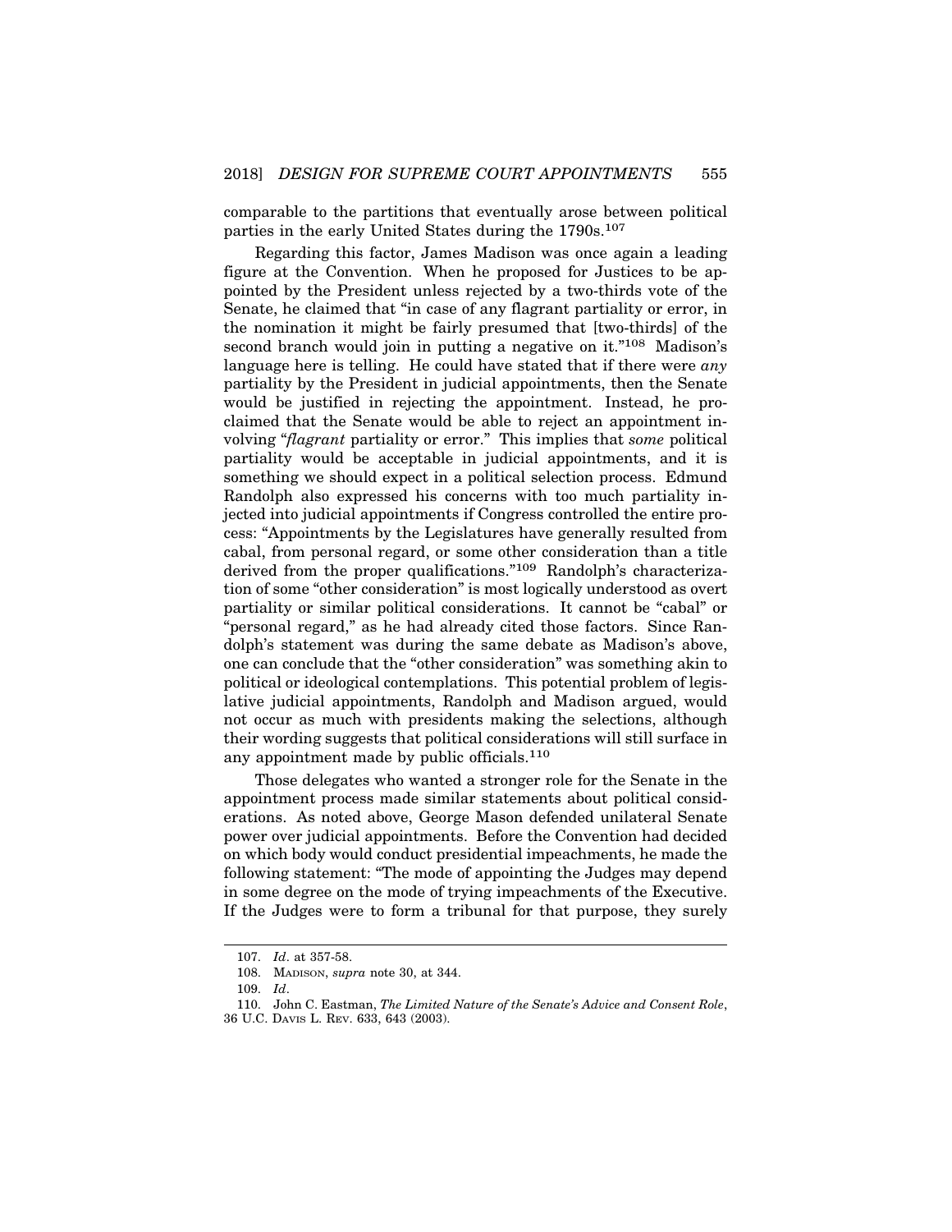comparable to the partitions that eventually arose between political parties in the early United States during the 1790s.[107]

Regarding this factor, James Madison was once again a leading figure at the Convention. When he proposed for Justices to be appointed by the President unless rejected by a two-thirds vote of the Senate, he claimed that "in case of any flagrant partiality or error, in the nomination it might be fairly presumed that [two-thirds] of the second branch would join in putting a negative on it."[108] Madison's language here is telling. He could have stated that if there were *any* partiality by the President in judicial appointments, then the Senate would be justified in rejecting the appointment. Instead, he proclaimed that the Senate would be able to reject an appointment involving "*flagrant* partiality or error." This implies that *some* political partiality would be acceptable in judicial appointments, and it is something we should expect in a political selection process. Edmund Randolph also expressed his concerns with too much partiality injected into judicial appointments if Congress controlled the entire process: "Appointments by the Legislatures have generally resulted from cabal, from personal regard, or some other consideration than a title derived from the proper qualifications."[109] Randolph's characterization of some "other consideration" is most logically understood as overt partiality or similar political considerations. It cannot be "cabal" or "personal regard," as he had already cited those factors. Since Randolph's statement was during the same debate as Madison's above, one can conclude that the "other consideration" was something akin to political or ideological contemplations. This potential problem of legislative judicial appointments, Randolph and Madison argued, would not occur as much with presidents making the selections, although their wording suggests that political considerations will still surface in any appointment made by public officials.[110]

Those delegates who wanted a stronger role for the Senate in the appointment process made similar statements about political considerations. As noted above, George Mason defended unilateral Senate power over judicial appointments. Before the Convention had decided on which body would conduct presidential impeachments, he made the following statement: "The mode of appointing the Judges may depend in some degree on the mode of trying impeachments of the Executive. If the Judges were to form a tribunal for that purpose, they surely

107. *Id*. at 357-58.

108. MADISON, *supra* note 30, at 344.

109. *Id*.

110. John C. Eastman, *The Limited Nature of the Senate's Advice and Consent Role*, 36 U.C. DAVIS L. REV. 633, 643 (2003).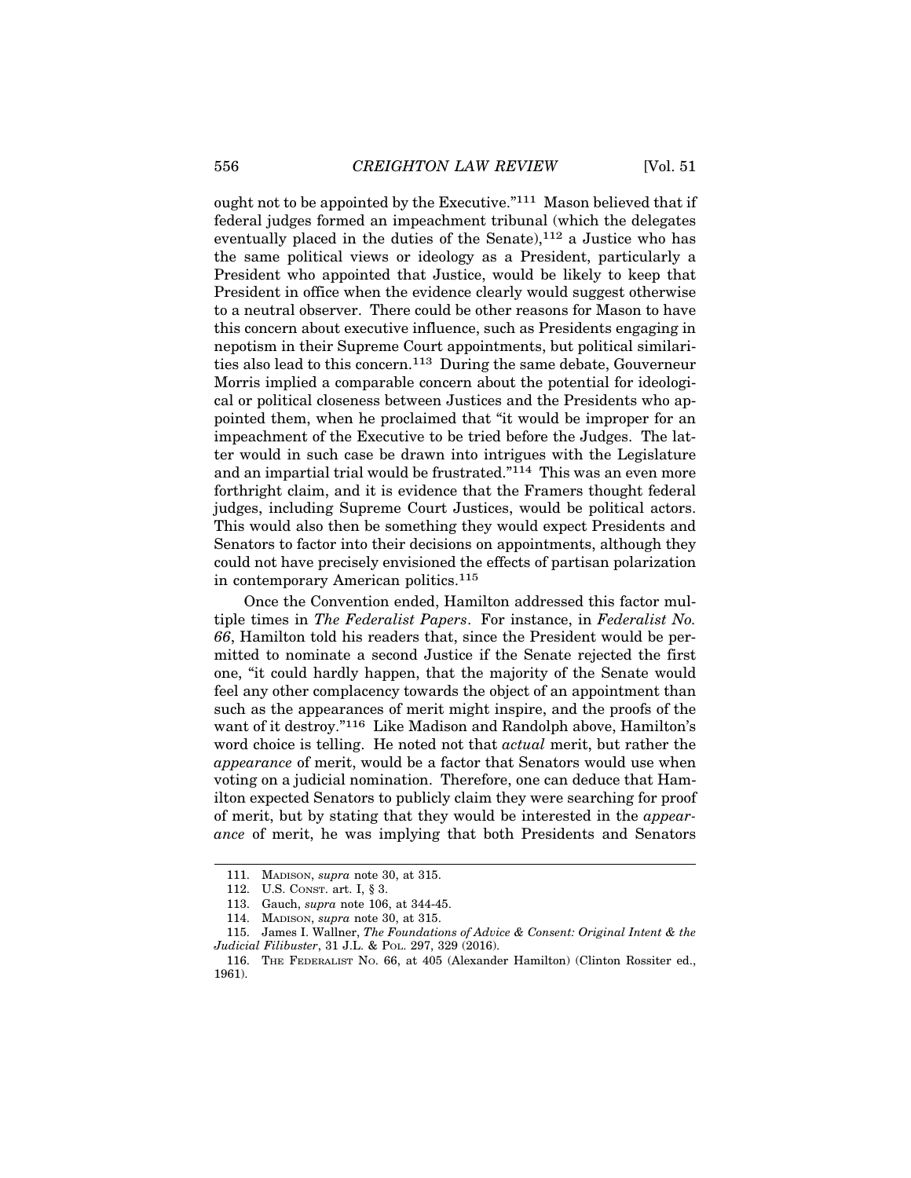ought not to be appointed by the Executive."[111] Mason believed that if federal judges formed an impeachment tribunal (which the delegates eventually placed in the duties of the Senate),[112] a Justice who has the same political views or ideology as a President, particularly a President who appointed that Justice, would be likely to keep that President in office when the evidence clearly would suggest otherwise to a neutral observer. There could be other reasons for Mason to have this concern about executive influence, such as Presidents engaging in nepotism in their Supreme Court appointments, but political similarities also lead to this concern.[113] During the same debate, Gouverneur Morris implied a comparable concern about the potential for ideological or political closeness between Justices and the Presidents who appointed them, when he proclaimed that "it would be improper for an impeachment of the Executive to be tried before the Judges. The latter would in such case be drawn into intrigues with the Legislature and an impartial trial would be frustrated."[114] This was an even more forthright claim, and it is evidence that the Framers thought federal judges, including Supreme Court Justices, would be political actors. This would also then be something they would expect Presidents and Senators to factor into their decisions on appointments, although they could not have precisely envisioned the effects of partisan polarization in contemporary American politics.[115]

Once the Convention ended, Hamilton addressed this factor multiple times in *The Federalist Papers*. For instance, in *Federalist No. 66*, Hamilton told his readers that, since the President would be permitted to nominate a second Justice if the Senate rejected the first one, "it could hardly happen, that the majority of the Senate would feel any other complacency towards the object of an appointment than such as the appearances of merit might inspire, and the proofs of the want of it destroy."[116] Like Madison and Randolph above, Hamilton's word choice is telling. He noted not that *actual* merit, but rather the *appearance* of merit, would be a factor that Senators would use when voting on a judicial nomination. Therefore, one can deduce that Hamilton expected Senators to publicly claim they were searching for proof of merit, but by stating that they would be interested in the *appearance* of merit, he was implying that both Presidents and Senators

---

111. MADISON, *supra* note 30, at 315.

112. U.S. CONST. art. I, § 3.

113. Gauch, *supra* note 106, at 344-45.

114. MADISON, *supra* note 30, at 315.

115. James I. Wallner, *The Foundations of Advice & Consent: Original Intent & the Judicial Filibuster*, 31 J.L. & POL. 297, 329 (2016).

116. THE FEDERALIST NO. 66, at 405 (Alexander Hamilton) (Clinton Rossiter ed., 1961).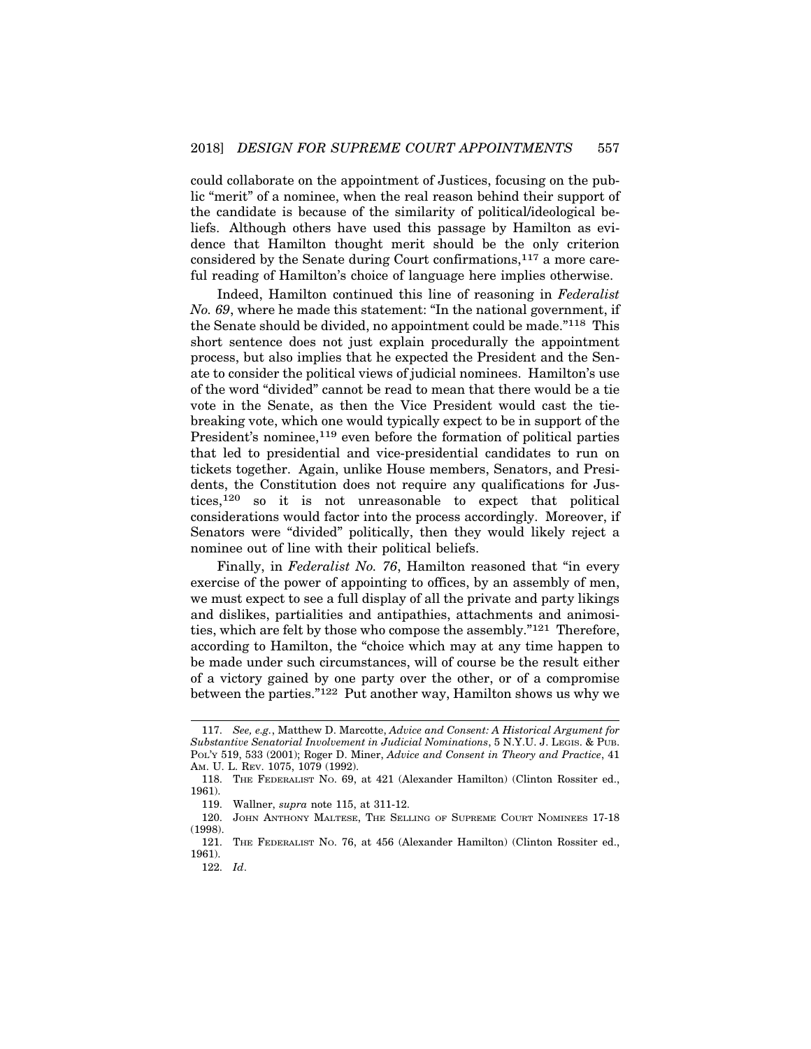could collaborate on the appointment of Justices, focusing on the public "merit" of a nominee, when the real reason behind their support of the candidate is because of the similarity of political/ideological beliefs. Although others have used this passage by Hamilton as evidence that Hamilton thought merit should be the only criterion considered by the Senate during Court confirmations,[117] a more careful reading of Hamilton's choice of language here implies otherwise.

Indeed, Hamilton continued this line of reasoning in *Federalist No. 69*, where he made this statement: "In the national government, if the Senate should be divided, no appointment could be made."[118] This short sentence does not just explain procedurally the appointment process, but also implies that he expected the President and the Senate to consider the political views of judicial nominees. Hamilton's use of the word "divided" cannot be read to mean that there would be a tie vote in the Senate, as then the Vice President would cast the tie-breaking vote, which one would typically expect to be in support of the President's nominee,[119] even before the formation of political parties that led to presidential and vice-presidential candidates to run on tickets together. Again, unlike House members, Senators, and Presidents, the Constitution does not require any qualifications for Justices,[120] so it is not unreasonable to expect that political considerations would factor into the process accordingly. Moreover, if Senators were "divided" politically, then they would likely reject a nominee out of line with their political beliefs.

Finally, in *Federalist No. 76*, Hamilton reasoned that "in every exercise of the power of appointing to offices, by an assembly of men, we must expect to see a full display of all the private and party likings and dislikes, partialities and antipathies, attachments and animosities, which are felt by those who compose the assembly."[121] Therefore, according to Hamilton, the "choice which may at any time happen to be made under such circumstances, will of course be the result either of a victory gained by one party over the other, or of a compromise between the parties."[122] Put another way, Hamilton shows us why we

---

117. *See, e.g.*, Matthew D. Marcotte, *Advice and Consent: A Historical Argument for Substantive Senatorial Involvement in Judicial Nominations*, 5 N.Y.U. J. LEGIS. & PUB. POL'Y 519, 533 (2001); Roger D. Miner, *Advice and Consent in Theory and Practice*, 41 AM. U. L. REV. 1075, 1079 (1992).

118. THE FEDERALIST NO. 69, at 421 (Alexander Hamilton) (Clinton Rossiter ed., 1961).

119. Wallner, *supra* note 115, at 311-12.

120. JOHN ANTHONY MALTESE, THE SELLING OF SUPREME COURT NOMINEES 17-18 (1998).

121. THE FEDERALIST NO. 76, at 456 (Alexander Hamilton) (Clinton Rossiter ed., 1961).

122. *Id*.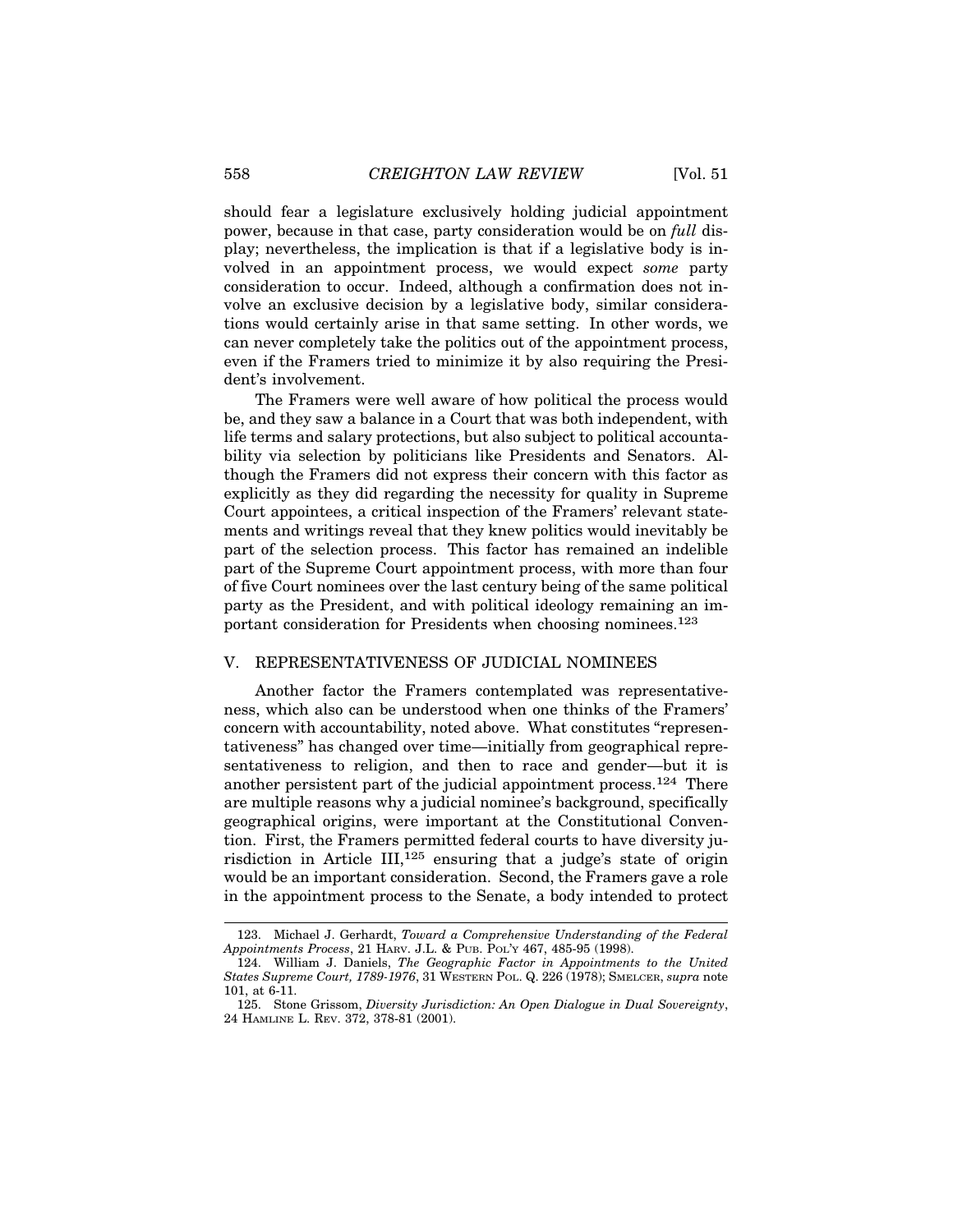should fear a legislature exclusively holding judicial appointment power, because in that case, party consideration would be on *full* display; nevertheless, the implication is that if a legislative body is involved in an appointment process, we would expect *some* party consideration to occur. Indeed, although a confirmation does not involve an exclusive decision by a legislative body, similar considerations would certainly arise in that same setting. In other words, we can never completely take the politics out of the appointment process, even if the Framers tried to minimize it by also requiring the President's involvement.

The Framers were well aware of how political the process would be, and they saw a balance in a Court that was both independent, with life terms and salary protections, but also subject to political accountability via selection by politicians like Presidents and Senators. Although the Framers did not express their concern with this factor as explicitly as they did regarding the necessity for quality in Supreme Court appointees, a critical inspection of the Framers' relevant statements and writings reveal that they knew politics would inevitably be part of the selection process. This factor has remained an indelible part of the Supreme Court appointment process, with more than four of five Court nominees over the last century being of the same political party as the President, and with political ideology remaining an important consideration for Presidents when choosing nominees.[123]

## V. REPRESENTATIVENESS OF JUDICIAL NOMINEES

Another factor the Framers contemplated was representativeness, which also can be understood when one thinks of the Framers' concern with accountability, noted above. What constitutes "representativeness" has changed over time—initially from geographical representativeness to religion, and then to race and gender—but it is another persistent part of the judicial appointment process.[124] There are multiple reasons why a judicial nominee's background, specifically geographical origins, were important at the Constitutional Convention. First, the Framers permitted federal courts to have diversity jurisdiction in Article III,[125] ensuring that a judge's state of origin would be an important consideration. Second, the Framers gave a role in the appointment process to the Senate, a body intended to protect

---

123. Michael J. Gerhardt, *Toward a Comprehensive Understanding of the Federal Appointments Process*, 21 HARV. J.L. & PUB. POL'Y 467, 485-95 (1998).

124. William J. Daniels, *The Geographic Factor in Appointments to the United States Supreme Court, 1789-1976*, 31 WESTERN POL. Q. 226 (1978); SMELCER, *supra* note 101, at 6-11.

125. Stone Grissom, *Diversity Jurisdiction: An Open Dialogue in Dual Sovereignty*, 24 HAMLINE L. REV. 372, 378-81 (2001).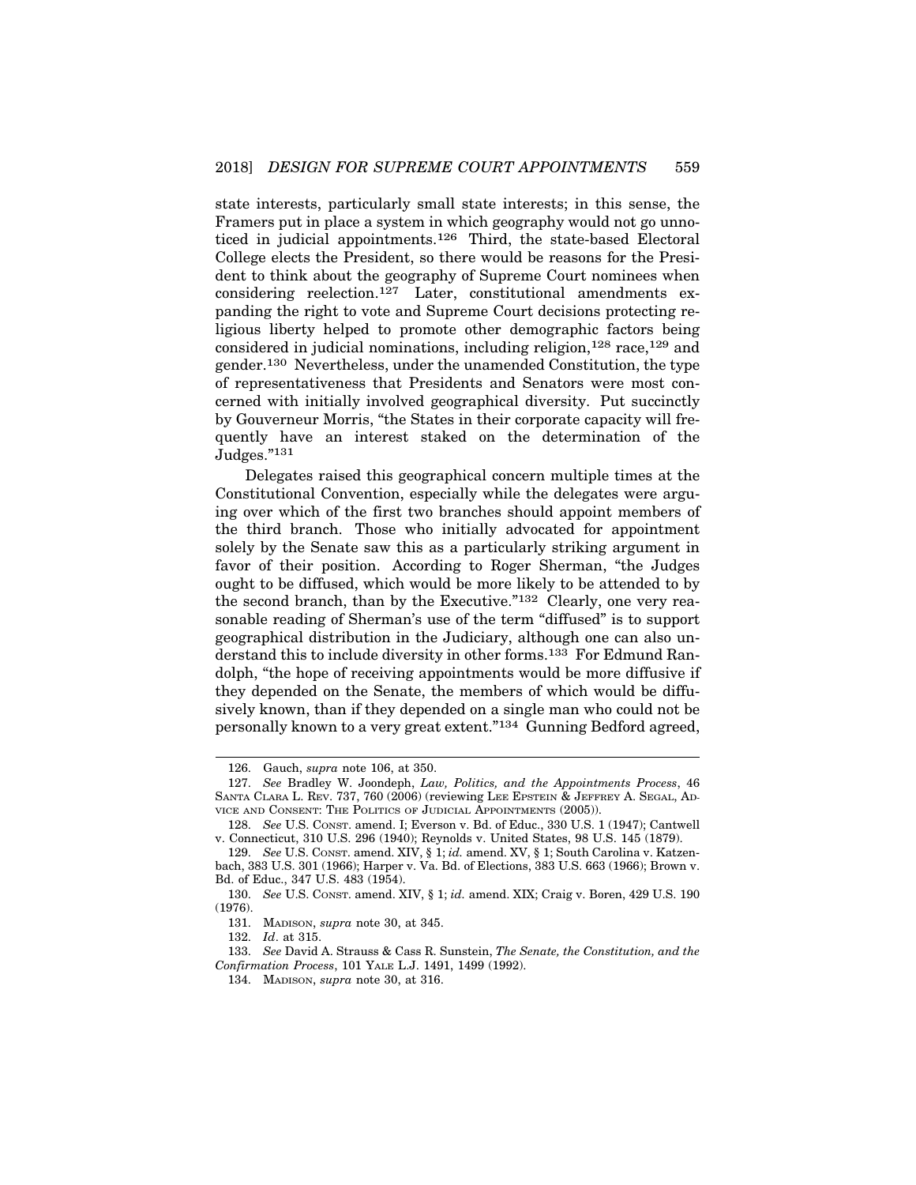state interests, particularly small state interests; in this sense, the Framers put in place a system in which geography would not go unnoticed in judicial appointments.[126] Third, the state-based Electoral College elects the President, so there would be reasons for the President to think about the geography of Supreme Court nominees when considering reelection.[127] Later, constitutional amendments expanding the right to vote and Supreme Court decisions protecting religious liberty helped to promote other demographic factors being considered in judicial nominations, including religion,[128] race,[129] and gender.[130] Nevertheless, under the unamended Constitution, the type of representativeness that Presidents and Senators were most concerned with initially involved geographical diversity. Put succinctly by Gouverneur Morris, "the States in their corporate capacity will frequently have an interest staked on the determination of the Judges."[131]

Delegates raised this geographical concern multiple times at the Constitutional Convention, especially while the delegates were arguing over which of the first two branches should appoint members of the third branch. Those who initially advocated for appointment solely by the Senate saw this as a particularly striking argument in favor of their position. According to Roger Sherman, "the Judges ought to be diffused, which would be more likely to be attended to by the second branch, than by the Executive."[132] Clearly, one very reasonable reading of Sherman's use of the term "diffused" is to support geographical distribution in the Judiciary, although one can also understand this to include diversity in other forms.[133] For Edmund Randolph, "the hope of receiving appointments would be more diffusive if they depended on the Senate, the members of which would be diffusively known, than if they depended on a single man who could not be personally known to a very great extent."[134] Gunning Bedford agreed,

---

126. Gauch, *supra* note 106, at 350.

127. *See* Bradley W. Joondeph, *Law, Politics, and the Appointments Process*, 46 SANTA CLARA L. REV. 737, 760 (2006) (reviewing LEE EPSTEIN & JEFFREY A. SEGAL, ADVICE AND CONSENT: THE POLITICS OF JUDICIAL APPOINTMENTS (2005)).

128. *See* U.S. CONST. amend. I; Everson v. Bd. of Educ., 330 U.S. 1 (1947); Cantwell v. Connecticut, 310 U.S. 296 (1940); Reynolds v. United States, 98 U.S. 145 (1879).

129. *See* U.S. CONST. amend. XIV, § 1; *id.* amend. XV, § 1; South Carolina v. Katzenbach, 383 U.S. 301 (1966); Harper v. Va. Bd. of Elections, 383 U.S. 663 (1966); Brown v. Bd. of Educ., 347 U.S. 483 (1954).

130. *See* U.S. CONST. amend. XIV, § 1; *id.* amend. XIX; Craig v. Boren, 429 U.S. 190 (1976).

131. MADISON, *supra* note 30, at 345.

132. *Id*. at 315.

133. *See* David A. Strauss & Cass R. Sunstein, *The Senate, the Constitution, and the Confirmation Process*, 101 YALE L.J. 1491, 1499 (1992).

134. MADISON, *supra* note 30, at 316.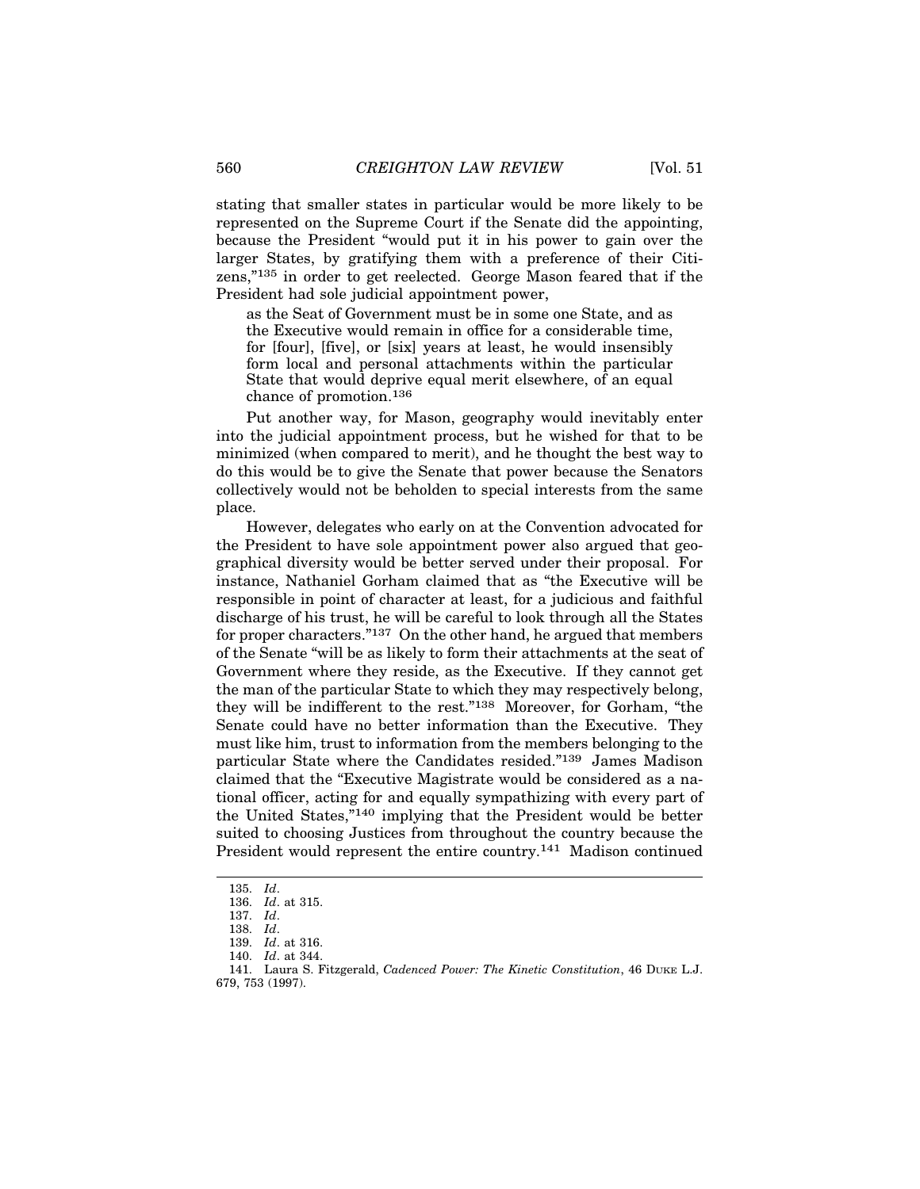stating that smaller states in particular would be more likely to be represented on the Supreme Court if the Senate did the appointing, because the President "would put it in his power to gain over the larger States, by gratifying them with a preference of their Citizens,"[135] in order to get reelected. George Mason feared that if the President had sole judicial appointment power,

> as the Seat of Government must be in some one State, and as the Executive would remain in office for a considerable time, for [four], [five], or [six] years at least, he would insensibly form local and personal attachments within the particular State that would deprive equal merit elsewhere, of an equal chance of promotion.[136]

Put another way, for Mason, geography would inevitably enter into the judicial appointment process, but he wished for that to be minimized (when compared to merit), and he thought the best way to do this would be to give the Senate that power because the Senators collectively would not be beholden to special interests from the same place.

However, delegates who early on at the Convention advocated for the President to have sole appointment power also argued that geographical diversity would be better served under their proposal. For instance, Nathaniel Gorham claimed that as "the Executive will be responsible in point of character at least, for a judicious and faithful discharge of his trust, he will be careful to look through all the States for proper characters."[137] On the other hand, he argued that members of the Senate "will be as likely to form their attachments at the seat of Government where they reside, as the Executive. If they cannot get the man of the particular State to which they may respectively belong, they will be indifferent to the rest."[138] Moreover, for Gorham, "the Senate could have no better information than the Executive. They must like him, trust to information from the members belonging to the particular State where the Candidates resided."[139] James Madison claimed that the "Executive Magistrate would be considered as a national officer, acting for and equally sympathizing with every part of the United States,"[140] implying that the President would be better suited to choosing Justices from throughout the country because the President would represent the entire country.[141] Madison continued

---

135. *Id*.
136. *Id*. at 315.
137. *Id*.
138. *Id*.
139. *Id*. at 316.
140. *Id*. at 344.
141. Laura S. Fitzgerald, *Cadenced Power: The Kinetic Constitution*, 46 DUKE L.J. 679, 753 (1997).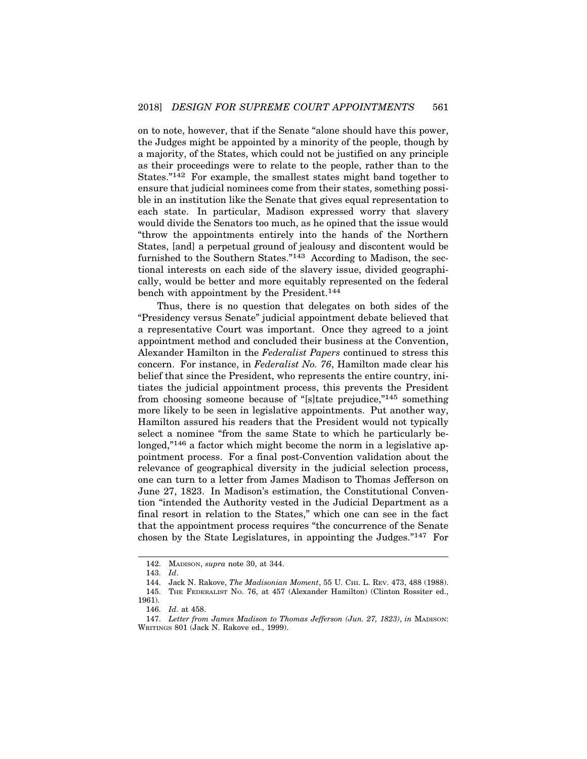on to note, however, that if the Senate "alone should have this power, the Judges might be appointed by a minority of the people, though by a majority, of the States, which could not be justified on any principle as their proceedings were to relate to the people, rather than to the States."[142] For example, the smallest states might band together to ensure that judicial nominees come from their states, something possible in an institution like the Senate that gives equal representation to each state. In particular, Madison expressed worry that slavery would divide the Senators too much, as he opined that the issue would "throw the appointments entirely into the hands of the Northern States, [and] a perpetual ground of jealousy and discontent would be furnished to the Southern States."[143] According to Madison, the sectional interests on each side of the slavery issue, divided geographically, would be better and more equitably represented on the federal bench with appointment by the President.[144]

Thus, there is no question that delegates on both sides of the "Presidency versus Senate" judicial appointment debate believed that a representative Court was important. Once they agreed to a joint appointment method and concluded their business at the Convention, Alexander Hamilton in the *Federalist Papers* continued to stress this concern. For instance, in *Federalist No. 76*, Hamilton made clear his belief that since the President, who represents the entire country, initiates the judicial appointment process, this prevents the President from choosing someone because of "[s]tate prejudice,"[145] something more likely to be seen in legislative appointments. Put another way, Hamilton assured his readers that the President would not typically select a nominee "from the same State to which he particularly belonged,"[146] a factor which might become the norm in a legislative appointment process. For a final post-Convention validation about the relevance of geographical diversity in the judicial selection process, one can turn to a letter from James Madison to Thomas Jefferson on June 27, 1823. In Madison's estimation, the Constitutional Convention "intended the Authority vested in the Judicial Department as a final resort in relation to the States," which one can see in the fact that the appointment process requires "the concurrence of the Senate chosen by the State Legislatures, in appointing the Judges."[147] For

---

142. MADISON, *supra* note 30, at 344.

143. *Id*.

144. Jack N. Rakove, *The Madisonian Moment*, 55 U. CHI. L. REV. 473, 488 (1988).

145. THE FEDERALIST NO. 76, at 457 (Alexander Hamilton) (Clinton Rossiter ed., 1961).

146. *Id*. at 458.

147. *Letter from James Madison to Thomas Jefferson (Jun. 27, 1823)*, *in* MADISON: WRITINGS 801 (Jack N. Rakove ed., 1999).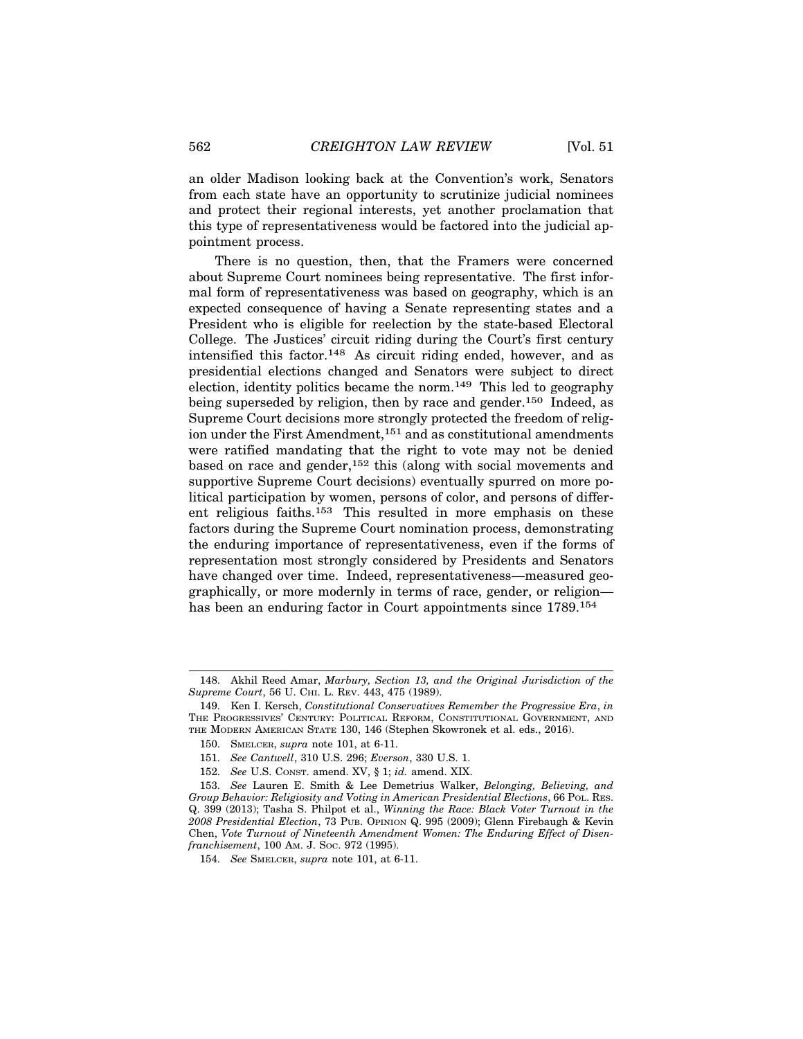an older Madison looking back at the Convention's work, Senators from each state have an opportunity to scrutinize judicial nominees and protect their regional interests, yet another proclamation that this type of representativeness would be factored into the judicial appointment process.

There is no question, then, that the Framers were concerned about Supreme Court nominees being representative. The first informal form of representativeness was based on geography, which is an expected consequence of having a Senate representing states and a President who is eligible for reelection by the state-based Electoral College. The Justices' circuit riding during the Court's first century intensified this factor.[148] As circuit riding ended, however, and as presidential elections changed and Senators were subject to direct election, identity politics became the norm.[149] This led to geography being superseded by religion, then by race and gender.[150] Indeed, as Supreme Court decisions more strongly protected the freedom of religion under the First Amendment,[151] and as constitutional amendments were ratified mandating that the right to vote may not be denied based on race and gender,[152] this (along with social movements and supportive Supreme Court decisions) eventually spurred on more political participation by women, persons of color, and persons of different religious faiths.[153] This resulted in more emphasis on these factors during the Supreme Court nomination process, demonstrating the enduring importance of representativeness, even if the forms of representation most strongly considered by Presidents and Senators have changed over time. Indeed, representativeness—measured geographically, or more modernly in terms of race, gender, or religion—has been an enduring factor in Court appointments since 1789.[154]

---

148. Akhil Reed Amar, *Marbury, Section 13, and the Original Jurisdiction of the Supreme Court*, 56 U. CHI. L. REV. 443, 475 (1989).

149. Ken I. Kersch, *Constitutional Conservatives Remember the Progressive Era*, *in* THE PROGRESSIVES' CENTURY: POLITICAL REFORM, CONSTITUTIONAL GOVERNMENT, AND THE MODERN AMERICAN STATE 130, 146 (Stephen Skowronek et al. eds., 2016).

150. SMELCER, *supra* note 101, at 6-11.

151. *See Cantwell*, 310 U.S. 296; *Everson*, 330 U.S. 1.

152. *See* U.S. CONST. amend. XV, § 1; *id.* amend. XIX.

153. *See* Lauren E. Smith & Lee Demetrius Walker, *Belonging, Believing, and Group Behavior: Religiosity and Voting in American Presidential Elections*, 66 POL. RES. Q. 399 (2013); Tasha S. Philpot et al., *Winning the Race: Black Voter Turnout in the 2008 Presidential Election*, 73 PUB. OPINION Q. 995 (2009); Glenn Firebaugh & Kevin Chen, *Vote Turnout of Nineteenth Amendment Women: The Enduring Effect of Disenfranchisement*, 100 AM. J. SOC. 972 (1995).

154. *See* SMELCER, *supra* note 101, at 6-11.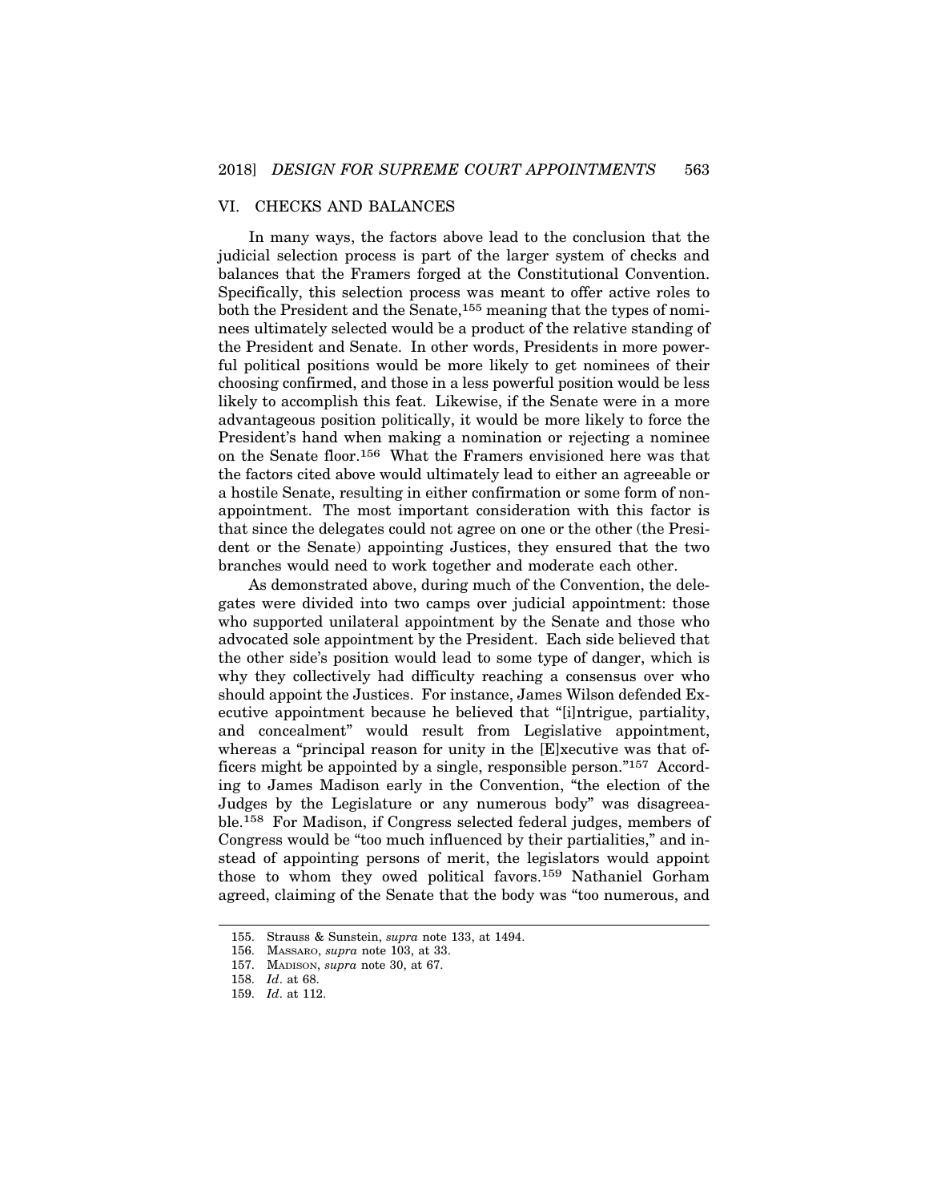## VI. CHECKS AND BALANCES

In many ways, the factors above lead to the conclusion that the judicial selection process is part of the larger system of checks and balances that the Framers forged at the Constitutional Convention. Specifically, this selection process was meant to offer active roles to both the President and the Senate,[155] meaning that the types of nominees ultimately selected would be a product of the relative standing of the President and Senate. In other words, Presidents in more powerful political positions would be more likely to get nominees of their choosing confirmed, and those in a less powerful position would be less likely to accomplish this feat. Likewise, if the Senate were in a more advantageous position politically, it would be more likely to force the President's hand when making a nomination or rejecting a nominee on the Senate floor.[156] What the Framers envisioned here was that the factors cited above would ultimately lead to either an agreeable or a hostile Senate, resulting in either confirmation or some form of non-appointment. The most important consideration with this factor is that since the delegates could not agree on one or the other (the President or the Senate) appointing Justices, they ensured that the two branches would need to work together and moderate each other.

As demonstrated above, during much of the Convention, the delegates were divided into two camps over judicial appointment: those who supported unilateral appointment by the Senate and those who advocated sole appointment by the President. Each side believed that the other side's position would lead to some type of danger, which is why they collectively had difficulty reaching a consensus over who should appoint the Justices. For instance, James Wilson defended Executive appointment because he believed that "[i]ntrigue, partiality, and concealment" would result from Legislative appointment, whereas a "principal reason for unity in the [E]xecutive was that officers might be appointed by a single, responsible person."[157] According to James Madison early in the Convention, "the election of the Judges by the Legislature or any numerous body" was disagreeable.[158] For Madison, if Congress selected federal judges, members of Congress would be "too much influenced by their partialities," and instead of appointing persons of merit, the legislators would appoint those to whom they owed political favors.[159] Nathaniel Gorham agreed, claiming of the Senate that the body was "too numerous, and

155. Strauss & Sunstein, *supra* note 133, at 1494.
156. MASSARO, *supra* note 103, at 33.
157. MADISON, *supra* note 30, at 67.
158. *Id*. at 68.
159. *Id*. at 112.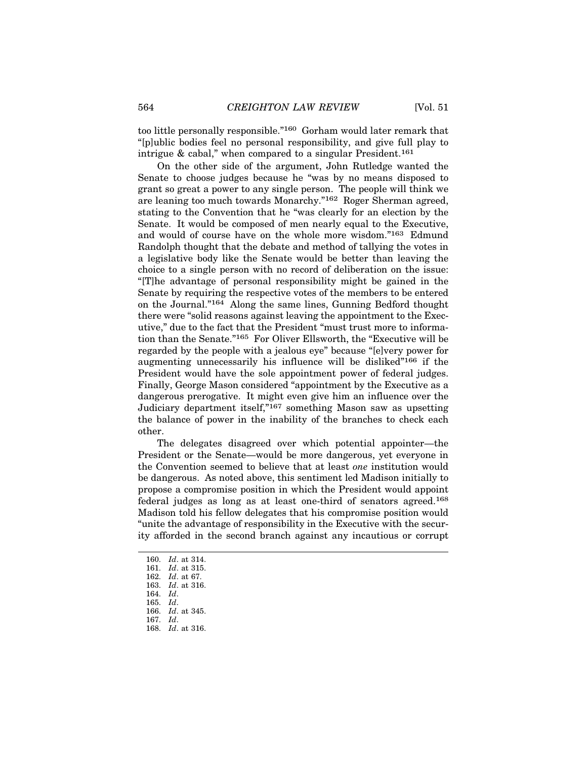too little personally responsible."[160] Gorham would later remark that "[p]ublic bodies feel no personal responsibility, and give full play to intrigue & cabal," when compared to a singular President.[161]

On the other side of the argument, John Rutledge wanted the Senate to choose judges because he "was by no means disposed to grant so great a power to any single person. The people will think we are leaning too much towards Monarchy."[162] Roger Sherman agreed, stating to the Convention that he "was clearly for an election by the Senate. It would be composed of men nearly equal to the Executive, and would of course have on the whole more wisdom."[163] Edmund Randolph thought that the debate and method of tallying the votes in a legislative body like the Senate would be better than leaving the choice to a single person with no record of deliberation on the issue: "[T]he advantage of personal responsibility might be gained in the Senate by requiring the respective votes of the members to be entered on the Journal."[164] Along the same lines, Gunning Bedford thought there were "solid reasons against leaving the appointment to the Executive," due to the fact that the President "must trust more to information than the Senate."[165] For Oliver Ellsworth, the "Executive will be regarded by the people with a jealous eye" because "[e]very power for augmenting unnecessarily his influence will be disliked"[166] if the President would have the sole appointment power of federal judges. Finally, George Mason considered "appointment by the Executive as a dangerous prerogative. It might even give him an influence over the Judiciary department itself,"[167] something Mason saw as upsetting the balance of power in the inability of the branches to check each other.

The delegates disagreed over which potential appointer—the President or the Senate—would be more dangerous, yet everyone in the Convention seemed to believe that at least *one* institution would be dangerous. As noted above, this sentiment led Madison initially to propose a compromise position in which the President would appoint federal judges as long as at least one-third of senators agreed.[168] Madison told his fellow delegates that his compromise position would "unite the advantage of responsibility in the Executive with the security afforded in the second branch against any incautious or corrupt

---

160. *Id*. at 314.
161. *Id*. at 315.
162. *Id*. at 67.
163. *Id*. at 316.
164. *Id*.
165. *Id*.
166. *Id*. at 345.
167. *Id*.
168. *Id*. at 316.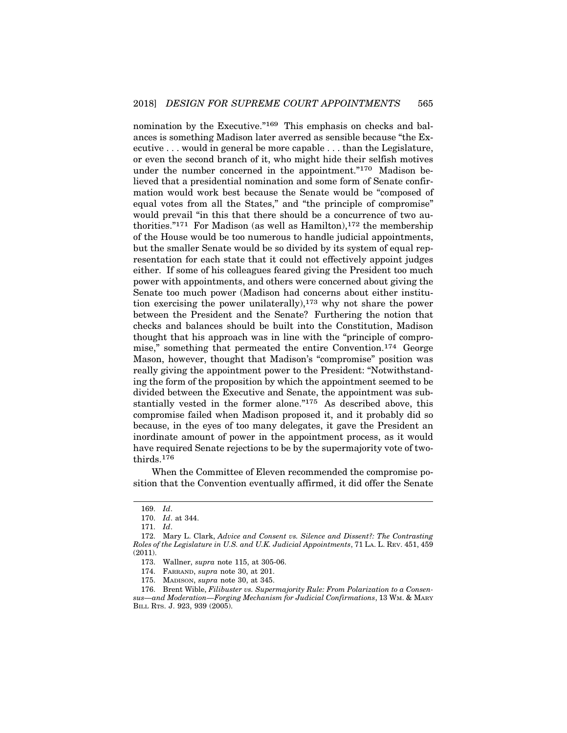nomination by the Executive."[169] This emphasis on checks and balances is something Madison later averred as sensible because "the Executive . . . would in general be more capable . . . than the Legislature, or even the second branch of it, who might hide their selfish motives under the number concerned in the appointment."[170] Madison believed that a presidential nomination and some form of Senate confirmation would work best because the Senate would be "composed of equal votes from all the States," and "the principle of compromise" would prevail "in this that there should be a concurrence of two authorities."[171] For Madison (as well as Hamilton),[172] the membership of the House would be too numerous to handle judicial appointments, but the smaller Senate would be so divided by its system of equal representation for each state that it could not effectively appoint judges either. If some of his colleagues feared giving the President too much power with appointments, and others were concerned about giving the Senate too much power (Madison had concerns about either institution exercising the power unilaterally),[173] why not share the power between the President and the Senate? Furthering the notion that checks and balances should be built into the Constitution, Madison thought that his approach was in line with the "principle of compromise," something that permeated the entire Convention.[174] George Mason, however, thought that Madison's "compromise" position was really giving the appointment power to the President: "Notwithstanding the form of the proposition by which the appointment seemed to be divided between the Executive and Senate, the appointment was substantially vested in the former alone."[175] As described above, this compromise failed when Madison proposed it, and it probably did so because, in the eyes of too many delegates, it gave the President an inordinate amount of power in the appointment process, as it would have required Senate rejections to be by the supermajority vote of two-thirds.[176]

When the Committee of Eleven recommended the compromise position that the Convention eventually affirmed, it did offer the Senate

---

169. *Id*.

170. *Id*. at 344.

171. *Id*.

172. Mary L. Clark, *Advice and Consent vs. Silence and Dissent?: The Contrasting Roles of the Legislature in U.S. and U.K. Judicial Appointments*, 71 LA. L. REV. 451, 459 (2011).

173. Wallner, *supra* note 115, at 305-06.

174. FARRAND, *supra* note 30, at 201.

175. MADISON, *supra* note 30, at 345.

176. Brent Wible, *Filibuster vs. Supermajority Rule: From Polarization to a Consensus—and Moderation—Forging Mechanism for Judicial Confirmations*, 13 WM. & MARY BILL RTS. J. 923, 939 (2005).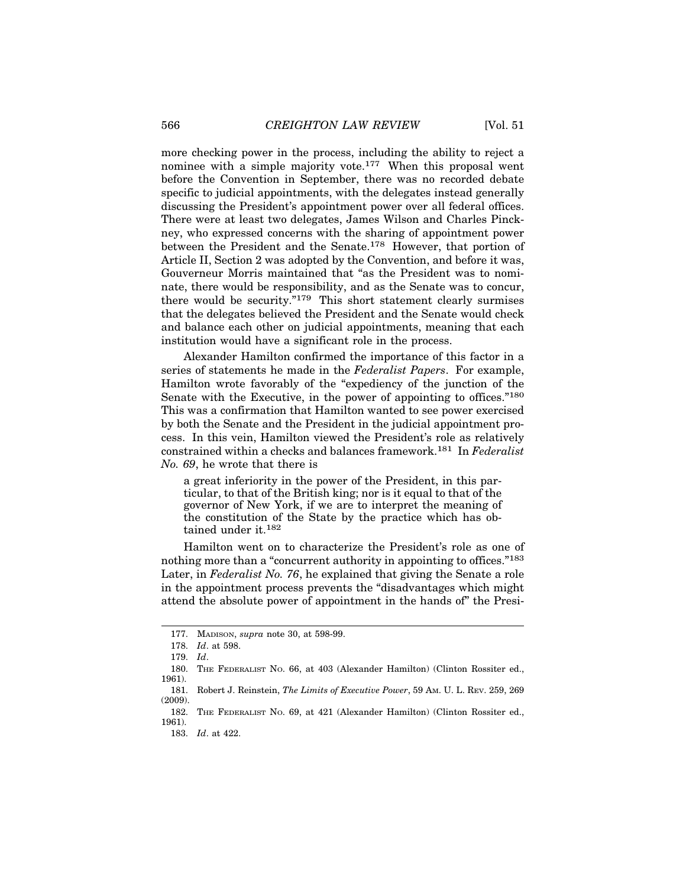more checking power in the process, including the ability to reject a nominee with a simple majority vote.[177] When this proposal went before the Convention in September, there was no recorded debate specific to judicial appointments, with the delegates instead generally discussing the President's appointment power over all federal offices. There were at least two delegates, James Wilson and Charles Pinckney, who expressed concerns with the sharing of appointment power between the President and the Senate.[178] However, that portion of Article II, Section 2 was adopted by the Convention, and before it was, Gouverneur Morris maintained that "as the President was to nominate, there would be responsibility, and as the Senate was to concur, there would be security."[179] This short statement clearly surmises that the delegates believed the President and the Senate would check and balance each other on judicial appointments, meaning that each institution would have a significant role in the process.

Alexander Hamilton confirmed the importance of this factor in a series of statements he made in the *Federalist Papers*. For example, Hamilton wrote favorably of the "expediency of the junction of the Senate with the Executive, in the power of appointing to offices."[180] This was a confirmation that Hamilton wanted to see power exercised by both the Senate and the President in the judicial appointment process. In this vein, Hamilton viewed the President's role as relatively constrained within a checks and balances framework.[181] In *Federalist No. 69*, he wrote that there is

> a great inferiority in the power of the President, in this particular, to that of the British king; nor is it equal to that of the governor of New York, if we are to interpret the meaning of the constitution of the State by the practice which has obtained under it.[182]

Hamilton went on to characterize the President's role as one of nothing more than a "concurrent authority in appointing to offices."[183] Later, in *Federalist No. 76*, he explained that giving the Senate a role in the appointment process prevents the "disadvantages which might attend the absolute power of appointment in the hands of" the Presi-

---

177. MADISON, *supra* note 30, at 598-99.

178. *Id*. at 598.

179. *Id*.

180. THE FEDERALIST NO. 66, at 403 (Alexander Hamilton) (Clinton Rossiter ed., 1961).

181. Robert J. Reinstein, *The Limits of Executive Power*, 59 AM. U. L. REV. 259, 269 (2009).

182. THE FEDERALIST NO. 69, at 421 (Alexander Hamilton) (Clinton Rossiter ed., 1961).

183. *Id*. at 422.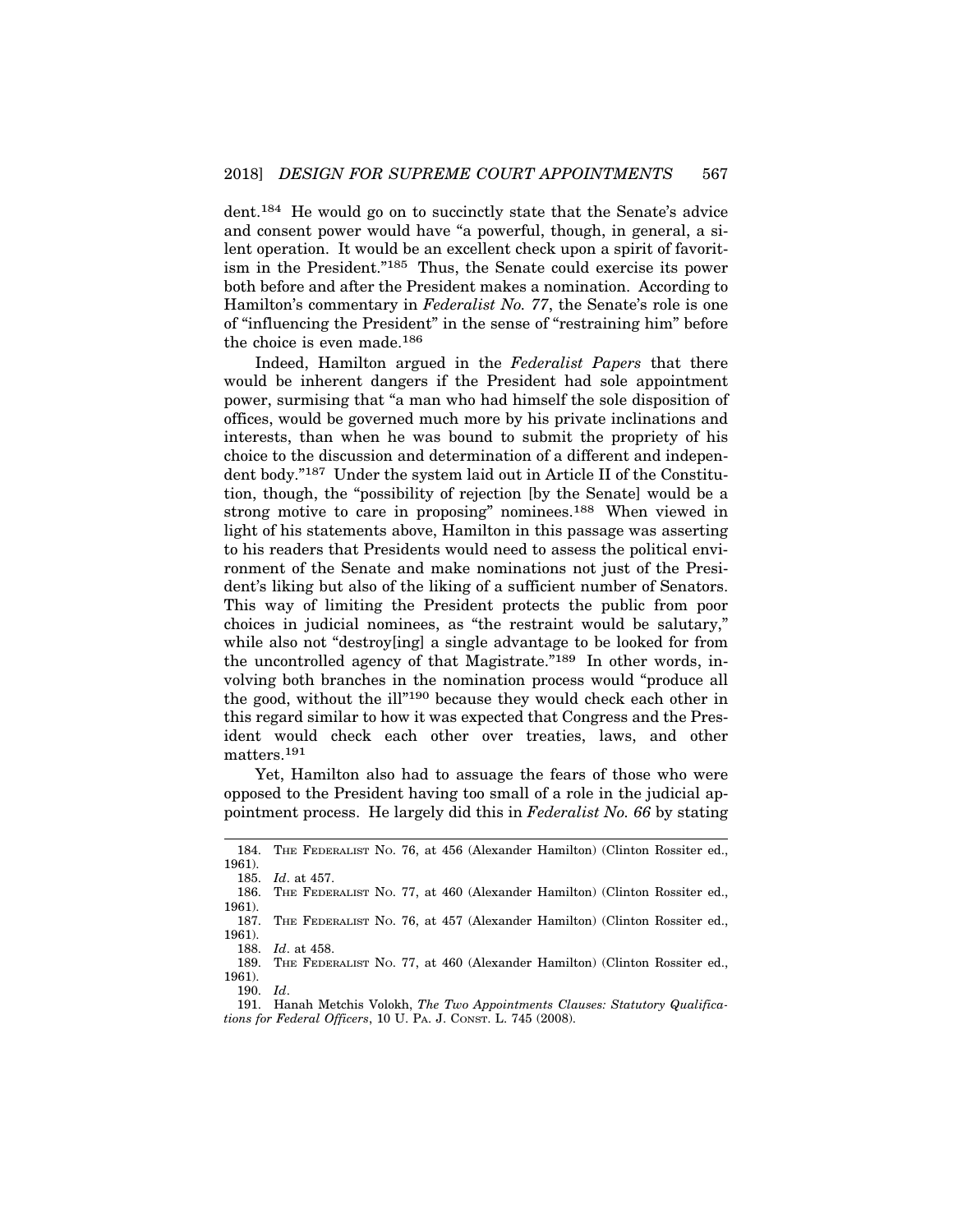dent.[184] He would go on to succinctly state that the Senate's advice and consent power would have "a powerful, though, in general, a silent operation. It would be an excellent check upon a spirit of favoritism in the President."[185] Thus, the Senate could exercise its power both before and after the President makes a nomination. According to Hamilton's commentary in *Federalist No. 77*, the Senate's role is one of "influencing the President" in the sense of "restraining him" before the choice is even made.[186]

Indeed, Hamilton argued in the *Federalist Papers* that there would be inherent dangers if the President had sole appointment power, surmising that "a man who had himself the sole disposition of offices, would be governed much more by his private inclinations and interests, than when he was bound to submit the propriety of his choice to the discussion and determination of a different and independent body."[187] Under the system laid out in Article II of the Constitution, though, the "possibility of rejection [by the Senate] would be a strong motive to care in proposing" nominees.[188] When viewed in light of his statements above, Hamilton in this passage was asserting to his readers that Presidents would need to assess the political environment of the Senate and make nominations not just of the President's liking but also of the liking of a sufficient number of Senators. This way of limiting the President protects the public from poor choices in judicial nominees, as "the restraint would be salutary," while also not "destroy[ing] a single advantage to be looked for from the uncontrolled agency of that Magistrate."[189] In other words, involving both branches in the nomination process would "produce all the good, without the ill"[190] because they would check each other in this regard similar to how it was expected that Congress and the President would check each other over treaties, laws, and other matters.[191]

Yet, Hamilton also had to assuage the fears of those who were opposed to the President having too small of a role in the judicial appointment process. He largely did this in *Federalist No. 66* by stating

---

184. THE FEDERALIST NO. 76, at 456 (Alexander Hamilton) (Clinton Rossiter ed., 1961).

185. *Id*. at 457.

186. THE FEDERALIST NO. 77, at 460 (Alexander Hamilton) (Clinton Rossiter ed., 1961).

187. THE FEDERALIST NO. 76, at 457 (Alexander Hamilton) (Clinton Rossiter ed., 1961).

188. *Id*. at 458.

189. THE FEDERALIST NO. 77, at 460 (Alexander Hamilton) (Clinton Rossiter ed., 1961).

190. *Id*.

191. Hanah Metchis Volokh, *The Two Appointments Clauses: Statutory Qualifications for Federal Officers*, 10 U. PA. J. CONST. L. 745 (2008).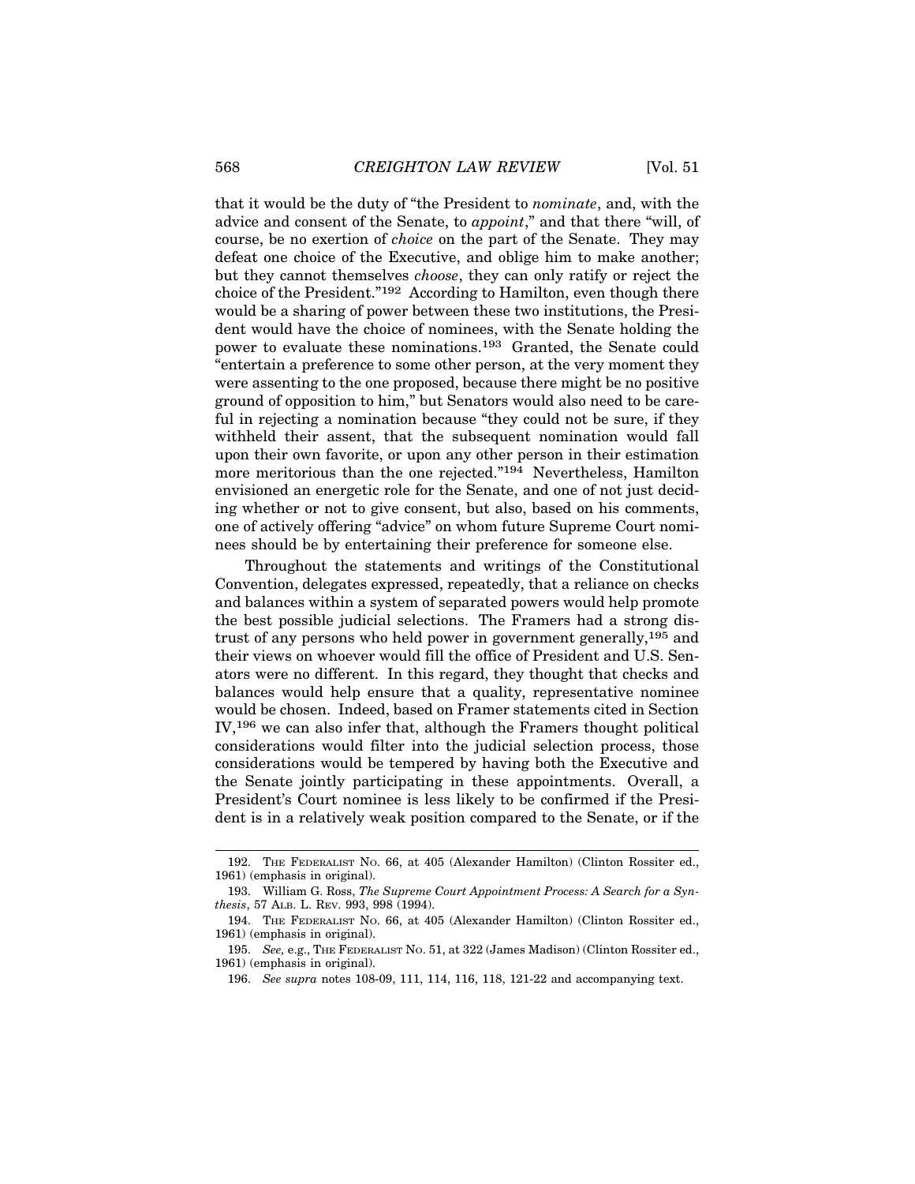that it would be the duty of "the President to *nominate*, and, with the advice and consent of the Senate, to *appoint*," and that there "will, of course, be no exertion of *choice* on the part of the Senate. They may defeat one choice of the Executive, and oblige him to make another; but they cannot themselves *choose*, they can only ratify or reject the choice of the President."[192] According to Hamilton, even though there would be a sharing of power between these two institutions, the President would have the choice of nominees, with the Senate holding the power to evaluate these nominations.[193] Granted, the Senate could "entertain a preference to some other person, at the very moment they were assenting to the one proposed, because there might be no positive ground of opposition to him," but Senators would also need to be careful in rejecting a nomination because "they could not be sure, if they withheld their assent, that the subsequent nomination would fall upon their own favorite, or upon any other person in their estimation more meritorious than the one rejected."[194] Nevertheless, Hamilton envisioned an energetic role for the Senate, and one of not just deciding whether or not to give consent, but also, based on his comments, one of actively offering "advice" on whom future Supreme Court nominees should be by entertaining their preference for someone else.

Throughout the statements and writings of the Constitutional Convention, delegates expressed, repeatedly, that a reliance on checks and balances within a system of separated powers would help promote the best possible judicial selections. The Framers had a strong distrust of any persons who held power in government generally,[195] and their views on whoever would fill the office of President and U.S. Senators were no different. In this regard, they thought that checks and balances would help ensure that a quality, representative nominee would be chosen. Indeed, based on Framer statements cited in Section IV,[196] we can also infer that, although the Framers thought political considerations would filter into the judicial selection process, those considerations would be tempered by having both the Executive and the Senate jointly participating in these appointments. Overall, a President's Court nominee is less likely to be confirmed if the President is in a relatively weak position compared to the Senate, or if the

192. THE FEDERALIST NO. 66, at 405 (Alexander Hamilton) (Clinton Rossiter ed., 1961) (emphasis in original).

193. William G. Ross, *The Supreme Court Appointment Process: A Search for a Synthesis*, 57 ALB. L. REV. 993, 998 (1994).

194. THE FEDERALIST NO. 66, at 405 (Alexander Hamilton) (Clinton Rossiter ed., 1961) (emphasis in original).

195. *See,* e.g., THE FEDERALIST NO. 51, at 322 (James Madison) (Clinton Rossiter ed., 1961) (emphasis in original).

196. *See supra* notes 108-09, 111, 114, 116, 118, 121-22 and accompanying text.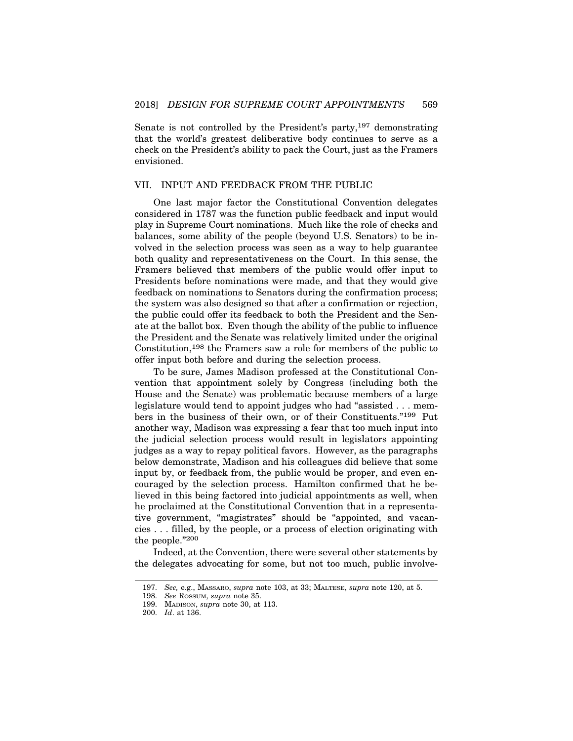Senate is not controlled by the President's party,[197] demonstrating that the world's greatest deliberative body continues to serve as a check on the President's ability to pack the Court, just as the Framers envisioned.

## VII. INPUT AND FEEDBACK FROM THE PUBLIC

One last major factor the Constitutional Convention delegates considered in 1787 was the function public feedback and input would play in Supreme Court nominations. Much like the role of checks and balances, some ability of the people (beyond U.S. Senators) to be involved in the selection process was seen as a way to help guarantee both quality and representativeness on the Court. In this sense, the Framers believed that members of the public would offer input to Presidents before nominations were made, and that they would give feedback on nominations to Senators during the confirmation process; the system was also designed so that after a confirmation or rejection, the public could offer its feedback to both the President and the Senate at the ballot box. Even though the ability of the public to influence the President and the Senate was relatively limited under the original Constitution,[198] the Framers saw a role for members of the public to offer input both before and during the selection process.

To be sure, James Madison professed at the Constitutional Convention that appointment solely by Congress (including both the House and the Senate) was problematic because members of a large legislature would tend to appoint judges who had "assisted . . . members in the business of their own, or of their Constituents."[199] Put another way, Madison was expressing a fear that too much input into the judicial selection process would result in legislators appointing judges as a way to repay political favors. However, as the paragraphs below demonstrate, Madison and his colleagues did believe that some input by, or feedback from, the public would be proper, and even encouraged by the selection process. Hamilton confirmed that he believed in this being factored into judicial appointments as well, when he proclaimed at the Constitutional Convention that in a representative government, "magistrates" should be "appointed, and vacancies . . . filled, by the people, or a process of election originating with the people."[200]

Indeed, at the Convention, there were several other statements by the delegates advocating for some, but not too much, public involve-

---

197. *See,* e.g., MASSARO, *supra* note 103, at 33; MALTESE, *supra* note 120, at 5.

198. *See* ROSSUM, *supra* note 35.

199. MADISON, *supra* note 30, at 113.

200. *Id*. at 136.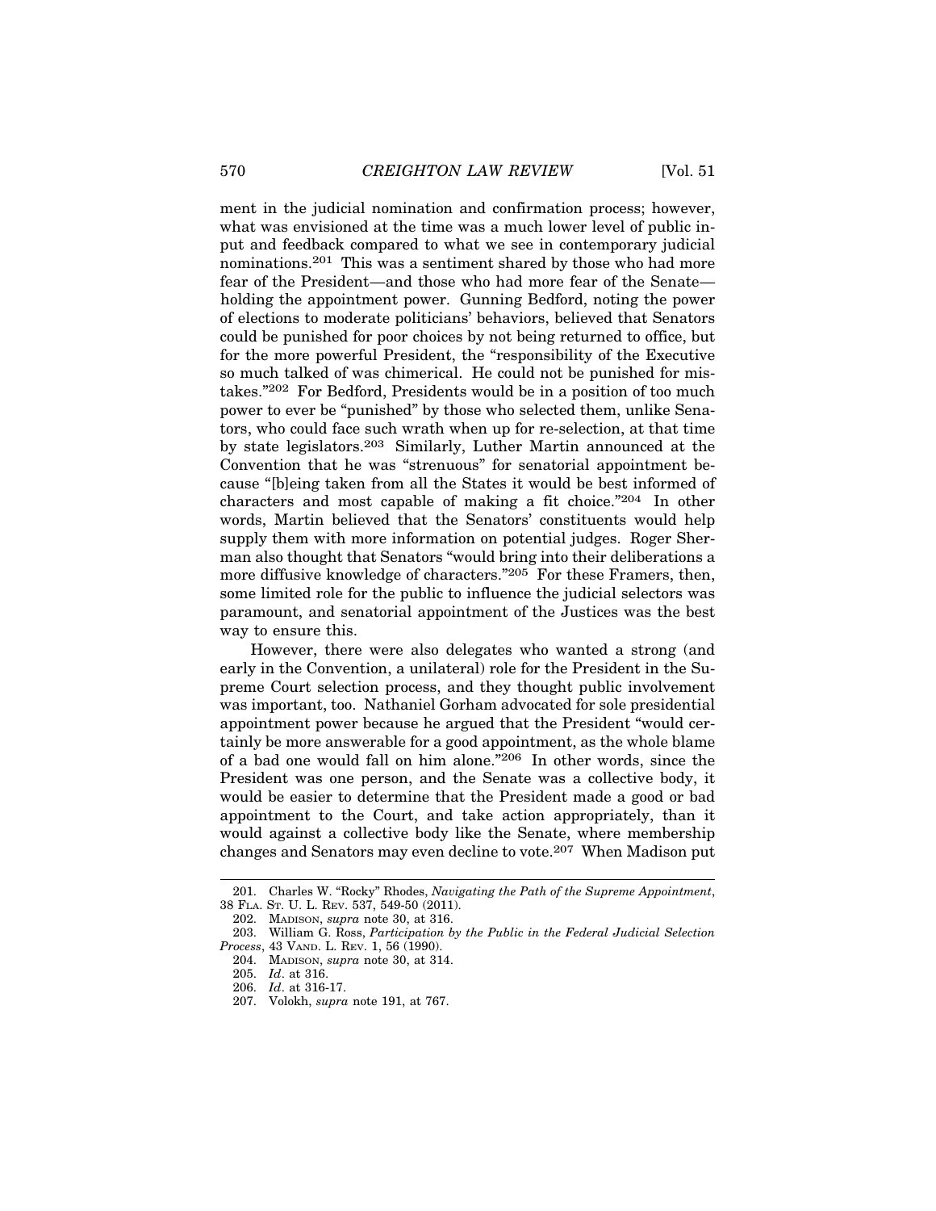ment in the judicial nomination and confirmation process; however, what was envisioned at the time was a much lower level of public input and feedback compared to what we see in contemporary judicial nominations.[201] This was a sentiment shared by those who had more fear of the President—and those who had more fear of the Senate—holding the appointment power. Gunning Bedford, noting the power of elections to moderate politicians' behaviors, believed that Senators could be punished for poor choices by not being returned to office, but for the more powerful President, the "responsibility of the Executive so much talked of was chimerical. He could not be punished for mistakes."[202] For Bedford, Presidents would be in a position of too much power to ever be "punished" by those who selected them, unlike Senators, who could face such wrath when up for re-selection, at that time by state legislators.[203] Similarly, Luther Martin announced at the Convention that he was "strenuous" for senatorial appointment because "[b]eing taken from all the States it would be best informed of characters and most capable of making a fit choice."[204] In other words, Martin believed that the Senators' constituents would help supply them with more information on potential judges. Roger Sherman also thought that Senators "would bring into their deliberations a more diffusive knowledge of characters."[205] For these Framers, then, some limited role for the public to influence the judicial selectors was paramount, and senatorial appointment of the Justices was the best way to ensure this.

However, there were also delegates who wanted a strong (and early in the Convention, a unilateral) role for the President in the Supreme Court selection process, and they thought public involvement was important, too. Nathaniel Gorham advocated for sole presidential appointment power because he argued that the President "would certainly be more answerable for a good appointment, as the whole blame of a bad one would fall on him alone."[206] In other words, since the President was one person, and the Senate was a collective body, it would be easier to determine that the President made a good or bad appointment to the Court, and take action appropriately, than it would against a collective body like the Senate, where membership changes and Senators may even decline to vote.[207] When Madison put

---

201. Charles W. "Rocky" Rhodes, *Navigating the Path of the Supreme Appointment*, 38 FLA. ST. U. L. REV. 537, 549-50 (2011).

202. MADISON, *supra* note 30, at 316.

203. William G. Ross, *Participation by the Public in the Federal Judicial Selection Process*, 43 VAND. L. REV. 1, 56 (1990).

204. MADISON, *supra* note 30, at 314.

205. *Id*. at 316.

206. *Id*. at 316-17.

207. Volokh, *supra* note 191, at 767.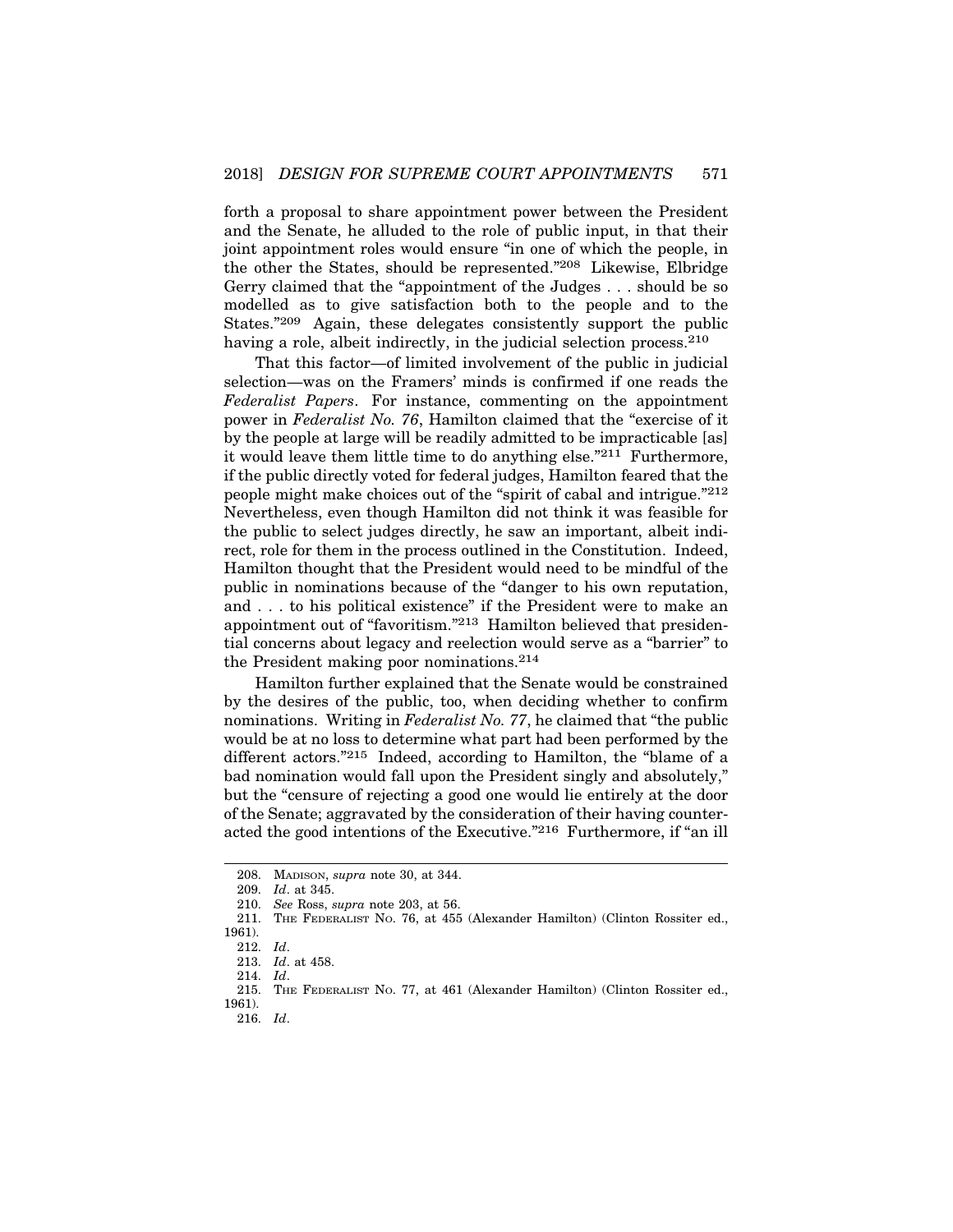forth a proposal to share appointment power between the President and the Senate, he alluded to the role of public input, in that their joint appointment roles would ensure "in one of which the people, in the other the States, should be represented."[208] Likewise, Elbridge Gerry claimed that the "appointment of the Judges . . . should be so modelled as to give satisfaction both to the people and to the States."[209] Again, these delegates consistently support the public having a role, albeit indirectly, in the judicial selection process.[210]

That this factor—of limited involvement of the public in judicial selection—was on the Framers' minds is confirmed if one reads the *Federalist Papers*. For instance, commenting on the appointment power in *Federalist No. 76*, Hamilton claimed that the "exercise of it by the people at large will be readily admitted to be impracticable [as] it would leave them little time to do anything else."[211] Furthermore, if the public directly voted for federal judges, Hamilton feared that the people might make choices out of the "spirit of cabal and intrigue."[212] Nevertheless, even though Hamilton did not think it was feasible for the public to select judges directly, he saw an important, albeit indirect, role for them in the process outlined in the Constitution. Indeed, Hamilton thought that the President would need to be mindful of the public in nominations because of the "danger to his own reputation, and . . . to his political existence" if the President were to make an appointment out of "favoritism."[213] Hamilton believed that presidential concerns about legacy and reelection would serve as a "barrier" to the President making poor nominations.[214]

Hamilton further explained that the Senate would be constrained by the desires of the public, too, when deciding whether to confirm nominations. Writing in *Federalist No. 77*, he claimed that "the public would be at no loss to determine what part had been performed by the different actors."[215] Indeed, according to Hamilton, the "blame of a bad nomination would fall upon the President singly and absolutely," but the "censure of rejecting a good one would lie entirely at the door of the Senate; aggravated by the consideration of their having counteracted the good intentions of the Executive."[216] Furthermore, if "an ill

---

208. MADISON, *supra* note 30, at 344.

209. *Id*. at 345.

210. *See* Ross, *supra* note 203, at 56.

211. THE FEDERALIST NO. 76, at 455 (Alexander Hamilton) (Clinton Rossiter ed., 1961).

212. *Id*.

213. *Id*. at 458.

214. *Id*.

215. THE FEDERALIST NO. 77, at 461 (Alexander Hamilton) (Clinton Rossiter ed., 1961).

216. *Id*.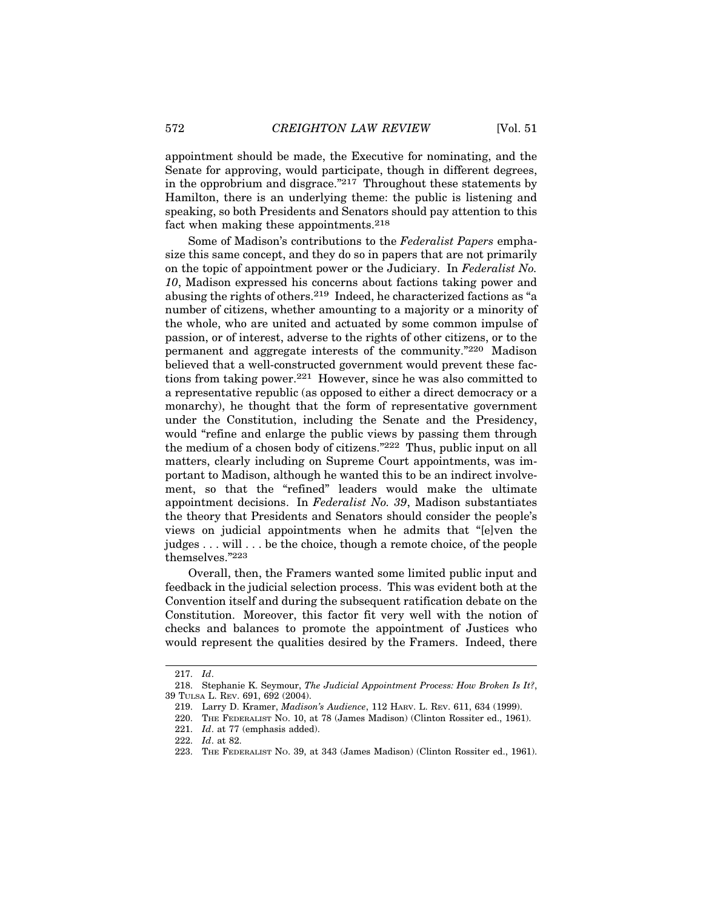appointment should be made, the Executive for nominating, and the Senate for approving, would participate, though in different degrees, in the opprobrium and disgrace."[217] Throughout these statements by Hamilton, there is an underlying theme: the public is listening and speaking, so both Presidents and Senators should pay attention to this fact when making these appointments.[218]

Some of Madison's contributions to the *Federalist Papers* emphasize this same concept, and they do so in papers that are not primarily on the topic of appointment power or the Judiciary. In *Federalist No. 10*, Madison expressed his concerns about factions taking power and abusing the rights of others.[219] Indeed, he characterized factions as "a number of citizens, whether amounting to a majority or a minority of the whole, who are united and actuated by some common impulse of passion, or of interest, adverse to the rights of other citizens, or to the permanent and aggregate interests of the community."[220] Madison believed that a well-constructed government would prevent these factions from taking power.[221] However, since he was also committed to a representative republic (as opposed to either a direct democracy or a monarchy), he thought that the form of representative government under the Constitution, including the Senate and the Presidency, would "refine and enlarge the public views by passing them through the medium of a chosen body of citizens."[222] Thus, public input on all matters, clearly including on Supreme Court appointments, was important to Madison, although he wanted this to be an indirect involvement, so that the "refined" leaders would make the ultimate appointment decisions. In *Federalist No. 39*, Madison substantiates the theory that Presidents and Senators should consider the people's views on judicial appointments when he admits that "[e]ven the judges . . . will . . . be the choice, though a remote choice, of the people themselves."[223]

Overall, then, the Framers wanted some limited public input and feedback in the judicial selection process. This was evident both at the Convention itself and during the subsequent ratification debate on the Constitution. Moreover, this factor fit very well with the notion of checks and balances to promote the appointment of Justices who would represent the qualities desired by the Framers. Indeed, there

---

217. *Id*.

218. Stephanie K. Seymour, *The Judicial Appointment Process: How Broken Is It?*, 39 TULSA L. REV. 691, 692 (2004).

219. Larry D. Kramer, *Madison's Audience*, 112 HARV. L. REV. 611, 634 (1999).

220. THE FEDERALIST NO. 10, at 78 (James Madison) (Clinton Rossiter ed., 1961).

221. *Id*. at 77 (emphasis added).

222. *Id*. at 82.

223. THE FEDERALIST NO. 39, at 343 (James Madison) (Clinton Rossiter ed., 1961).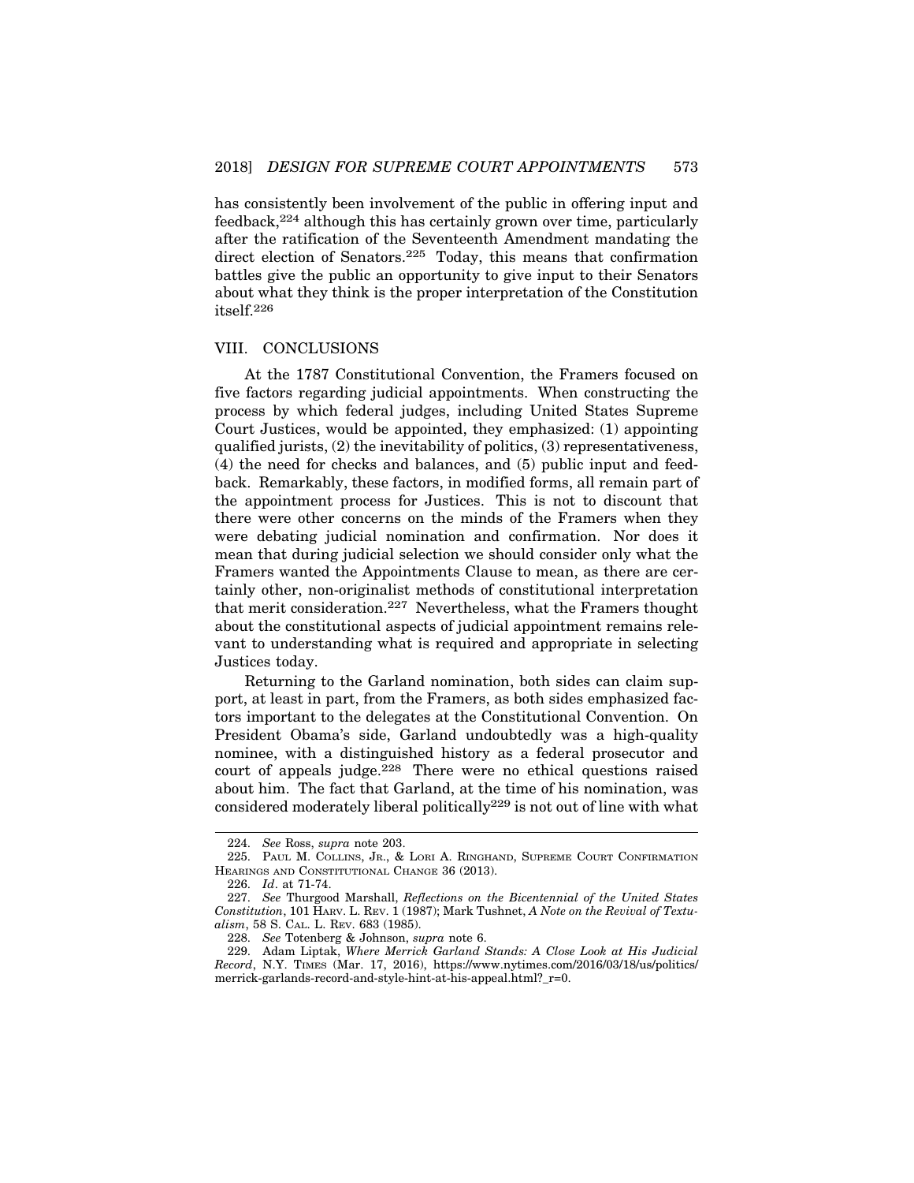has consistently been involvement of the public in offering input and feedback,[224] although this has certainly grown over time, particularly after the ratification of the Seventeenth Amendment mandating the direct election of Senators.[225] Today, this means that confirmation battles give the public an opportunity to give input to their Senators about what they think is the proper interpretation of the Constitution itself.[226]

## VIII. CONCLUSIONS

At the 1787 Constitutional Convention, the Framers focused on five factors regarding judicial appointments. When constructing the process by which federal judges, including United States Supreme Court Justices, would be appointed, they emphasized: (1) appointing qualified jurists, (2) the inevitability of politics, (3) representativeness, (4) the need for checks and balances, and (5) public input and feedback. Remarkably, these factors, in modified forms, all remain part of the appointment process for Justices. This is not to discount that there were other concerns on the minds of the Framers when they were debating judicial nomination and confirmation. Nor does it mean that during judicial selection we should consider only what the Framers wanted the Appointments Clause to mean, as there are certainly other, non-originalist methods of constitutional interpretation that merit consideration.[227] Nevertheless, what the Framers thought about the constitutional aspects of judicial appointment remains relevant to understanding what is required and appropriate in selecting Justices today.

Returning to the Garland nomination, both sides can claim support, at least in part, from the Framers, as both sides emphasized factors important to the delegates at the Constitutional Convention. On President Obama's side, Garland undoubtedly was a high-quality nominee, with a distinguished history as a federal prosecutor and court of appeals judge.[228] There were no ethical questions raised about him. The fact that Garland, at the time of his nomination, was considered moderately liberal politically[229] is not out of line with what

---

224. *See* Ross, *supra* note 203.

225. PAUL M. COLLINS, JR., & LORI A. RINGHAND, SUPREME COURT CONFIRMATION HEARINGS AND CONSTITUTIONAL CHANGE 36 (2013).

226. *Id*. at 71-74.

227. *See* Thurgood Marshall, *Reflections on the Bicentennial of the United States Constitution*, 101 HARV. L. REV. 1 (1987); Mark Tushnet, *A Note on the Revival of Textualism*, 58 S. CAL. L. REV. 683 (1985).

228. *See* Totenberg & Johnson, *supra* note 6.

229. Adam Liptak, *Where Merrick Garland Stands: A Close Look at His Judicial Record*, N.Y. TIMES (Mar. 17, 2016), https://www.nytimes.com/2016/03/18/us/politics/merrick-garlands-record-and-style-hint-at-his-appeal.html?_r=0.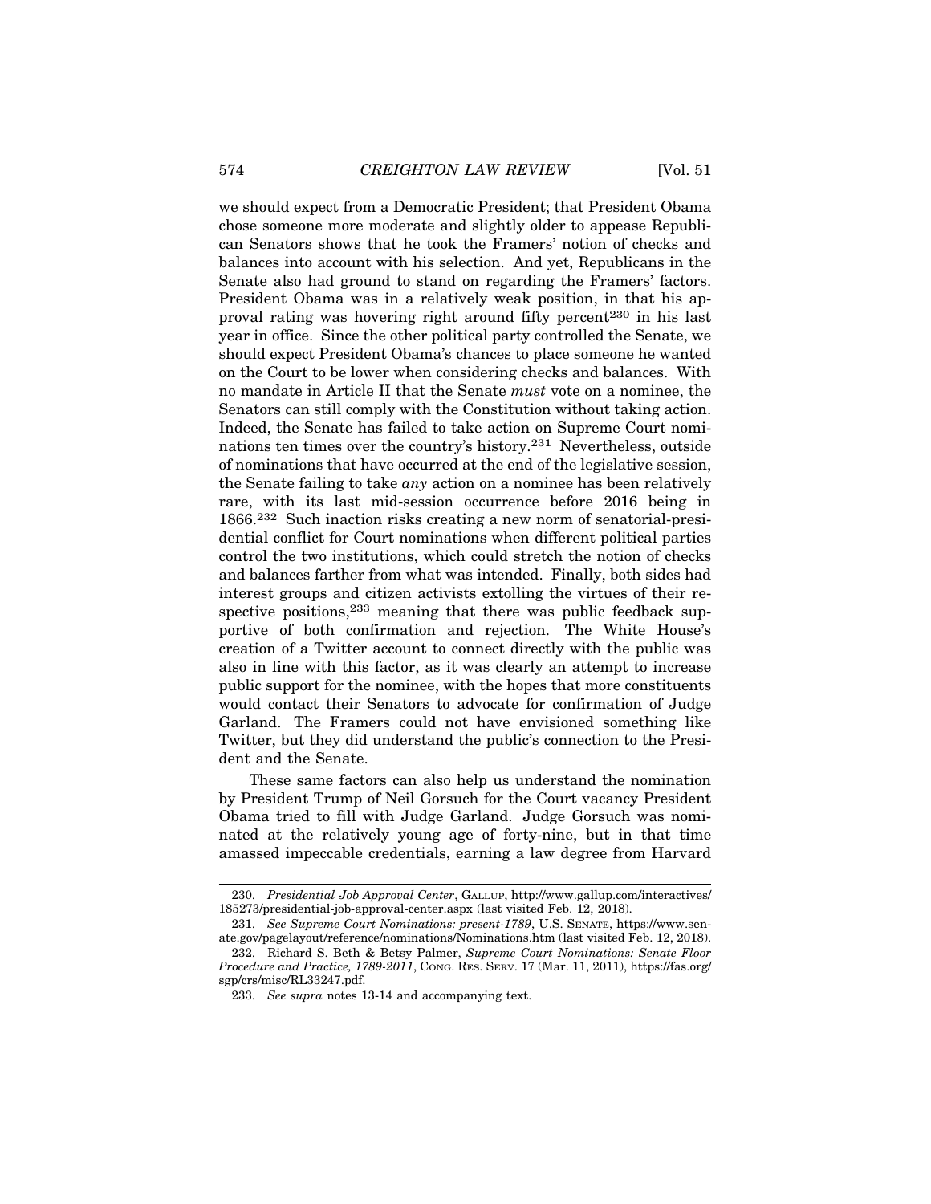we should expect from a Democratic President; that President Obama chose someone more moderate and slightly older to appease Republican Senators shows that he took the Framers' notion of checks and balances into account with his selection. And yet, Republicans in the Senate also had ground to stand on regarding the Framers' factors. President Obama was in a relatively weak position, in that his approval rating was hovering right around fifty percent[230] in his last year in office. Since the other political party controlled the Senate, we should expect President Obama's chances to place someone he wanted on the Court to be lower when considering checks and balances. With no mandate in Article II that the Senate *must* vote on a nominee, the Senators can still comply with the Constitution without taking action. Indeed, the Senate has failed to take action on Supreme Court nominations ten times over the country's history.[231] Nevertheless, outside of nominations that have occurred at the end of the legislative session, the Senate failing to take *any* action on a nominee has been relatively rare, with its last mid-session occurrence before 2016 being in 1866.[232] Such inaction risks creating a new norm of senatorial-presidential conflict for Court nominations when different political parties control the two institutions, which could stretch the notion of checks and balances farther from what was intended. Finally, both sides had interest groups and citizen activists extolling the virtues of their respective positions,[233] meaning that there was public feedback supportive of both confirmation and rejection. The White House's creation of a Twitter account to connect directly with the public was also in line with this factor, as it was clearly an attempt to increase public support for the nominee, with the hopes that more constituents would contact their Senators to advocate for confirmation of Judge Garland. The Framers could not have envisioned something like Twitter, but they did understand the public's connection to the President and the Senate.

These same factors can also help us understand the nomination by President Trump of Neil Gorsuch for the Court vacancy President Obama tried to fill with Judge Garland. Judge Gorsuch was nominated at the relatively young age of forty-nine, but in that time amassed impeccable credentials, earning a law degree from Harvard

---

230. *Presidential Job Approval Center*, GALLUP, http://www.gallup.com/interactives/185273/presidential-job-approval-center.aspx (last visited Feb. 12, 2018).

231. *See Supreme Court Nominations: present-1789*, U.S. SENATE, https://www.senate.gov/pagelayout/reference/nominations/Nominations.htm (last visited Feb. 12, 2018).

232. Richard S. Beth & Betsy Palmer, *Supreme Court Nominations: Senate Floor Procedure and Practice, 1789-2011*, CONG. RES. SERV. 17 (Mar. 11, 2011), https://fas.org/sgp/crs/misc/RL33247.pdf.

233. *See supra* notes 13-14 and accompanying text.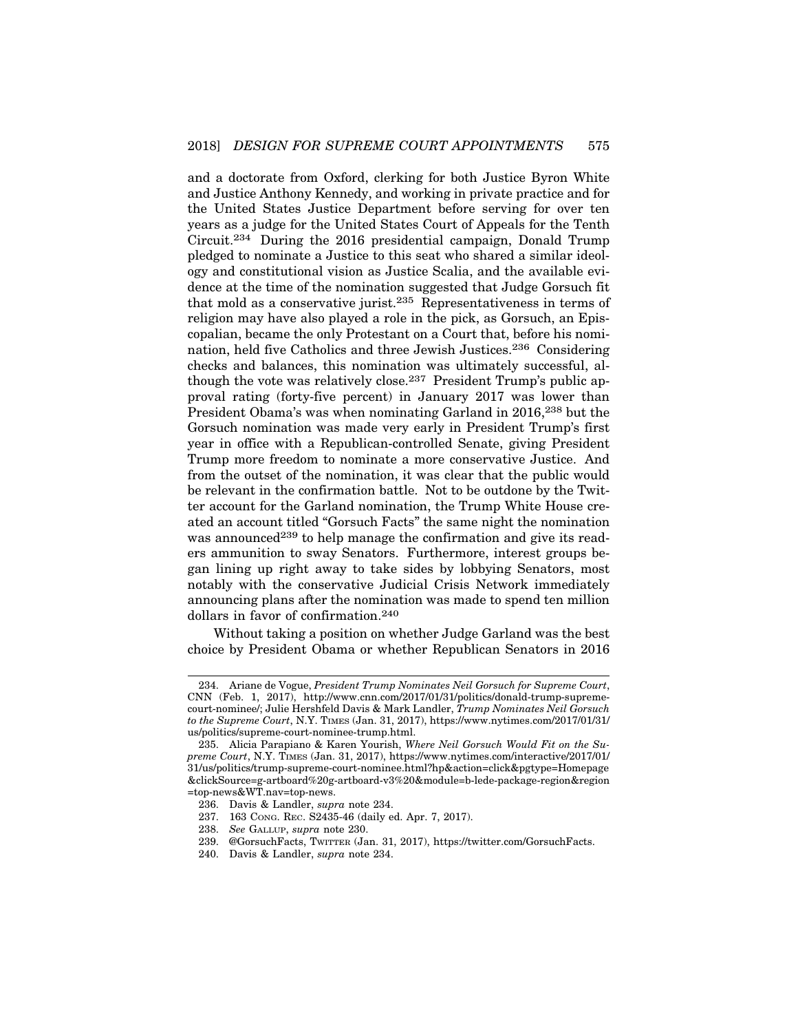and a doctorate from Oxford, clerking for both Justice Byron White and Justice Anthony Kennedy, and working in private practice and for the United States Justice Department before serving for over ten years as a judge for the United States Court of Appeals for the Tenth Circuit.[234] During the 2016 presidential campaign, Donald Trump pledged to nominate a Justice to this seat who shared a similar ideology and constitutional vision as Justice Scalia, and the available evidence at the time of the nomination suggested that Judge Gorsuch fit that mold as a conservative jurist.[235] Representativeness in terms of religion may have also played a role in the pick, as Gorsuch, an Episcopalian, became the only Protestant on a Court that, before his nomination, held five Catholics and three Jewish Justices.[236] Considering checks and balances, this nomination was ultimately successful, although the vote was relatively close.[237] President Trump's public approval rating (forty-five percent) in January 2017 was lower than President Obama's was when nominating Garland in 2016,[238] but the Gorsuch nomination was made very early in President Trump's first year in office with a Republican-controlled Senate, giving President Trump more freedom to nominate a more conservative Justice. And from the outset of the nomination, it was clear that the public would be relevant in the confirmation battle. Not to be outdone by the Twitter account for the Garland nomination, the Trump White House created an account titled "Gorsuch Facts" the same night the nomination was announced[239] to help manage the confirmation and give its readers ammunition to sway Senators. Furthermore, interest groups began lining up right away to take sides by lobbying Senators, most notably with the conservative Judicial Crisis Network immediately announcing plans after the nomination was made to spend ten million dollars in favor of confirmation.[240]

Without taking a position on whether Judge Garland was the best choice by President Obama or whether Republican Senators in 2016

---

234. Ariane de Vogue, *President Trump Nominates Neil Gorsuch for Supreme Court*, CNN (Feb. 1, 2017), http://www.cnn.com/2017/01/31/politics/donald-trump-supreme-court-nominee/; Julie Hershfeld Davis & Mark Landler, *Trump Nominates Neil Gorsuch to the Supreme Court*, N.Y. TIMES (Jan. 31, 2017), https://www.nytimes.com/2017/01/31/us/politics/supreme-court-nominee-trump.html.

235. Alicia Parapiano & Karen Yourish, *Where Neil Gorsuch Would Fit on the Supreme Court*, N.Y. TIMES (Jan. 31, 2017), https://www.nytimes.com/interactive/2017/01/31/us/politics/trump-supreme-court-nominee.html?hp&action=click&pgtype=Homepage&clickSource=g-artboard%20g-artboard-v3%20&module=b-lede-package-region&region=top-news&WT.nav=top-news.

236. Davis & Landler, *supra* note 234.

237. 163 CONG. REC. S2435-46 (daily ed. Apr. 7, 2017).

238. *See* GALLUP, *supra* note 230.

239. @GorsuchFacts, TWITTER (Jan. 31, 2017), https://twitter.com/GorsuchFacts.

240. Davis & Landler, *supra* note 234.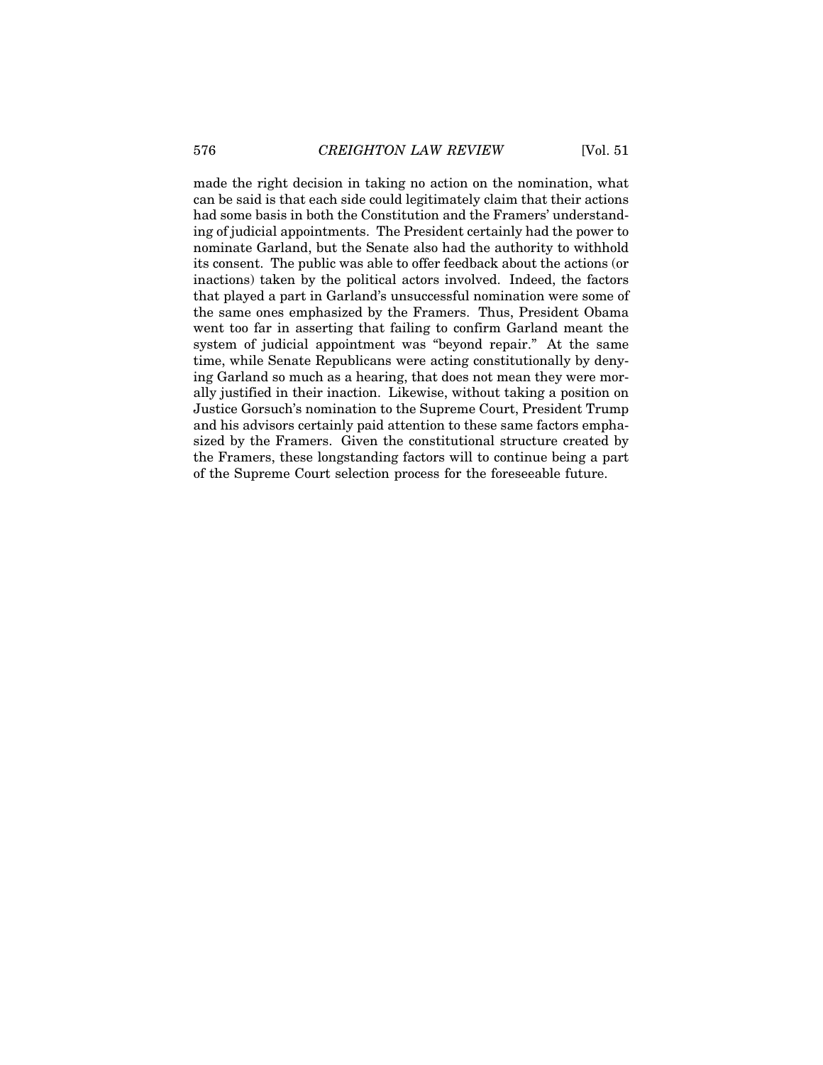made the right decision in taking no action on the nomination, what can be said is that each side could legitimately claim that their actions had some basis in both the Constitution and the Framers' understanding of judicial appointments. The President certainly had the power to nominate Garland, but the Senate also had the authority to withhold its consent. The public was able to offer feedback about the actions (or inactions) taken by the political actors involved. Indeed, the factors that played a part in Garland's unsuccessful nomination were some of the same ones emphasized by the Framers. Thus, President Obama went too far in asserting that failing to confirm Garland meant the system of judicial appointment was "beyond repair." At the same time, while Senate Republicans were acting constitutionally by denying Garland so much as a hearing, that does not mean they were morally justified in their inaction. Likewise, without taking a position on Justice Gorsuch's nomination to the Supreme Court, President Trump and his advisors certainly paid attention to these same factors emphasized by the Framers. Given the constitutional structure created by the Framers, these longstanding factors will to continue being a part of the Supreme Court selection process for the foreseeable future.